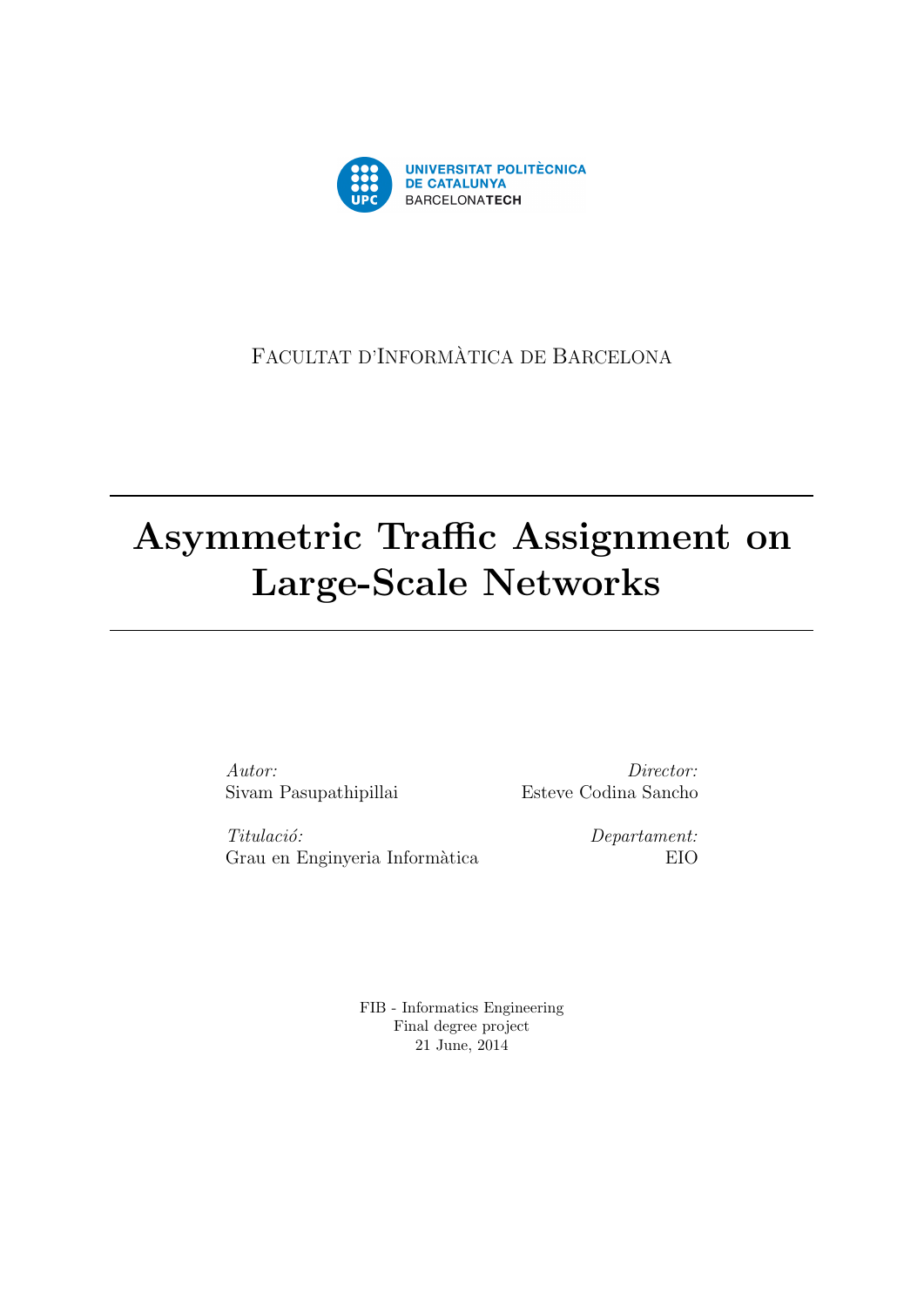UNIVERSITAT POLITÈCNICA DE CATALUNYA
BARCELONATECH

Facultat d'Informàtica de Barcelona

# Asymmetric Traffic Assignment on Large-Scale Networks

*Autor:*
Sivam Pasupathipillai

*Director:*
Esteve Codina Sancho

*Titulació:*
Grau en Enginyeria Informàtica

*Departament:*
EIO

FIB - Informatics Engineering
Final degree project
21 June, 2014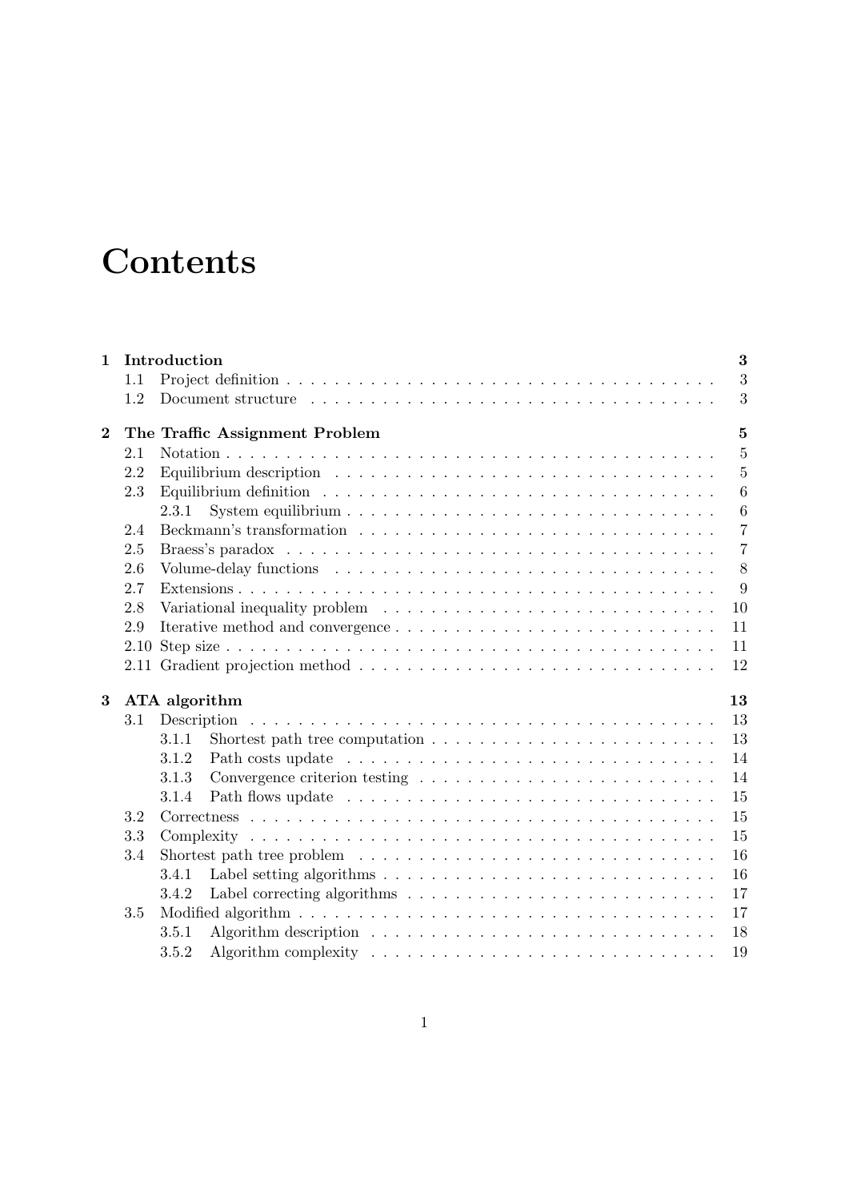# Contents

**1 Introduction** — **3**
- 1.1 Project definition — 3
- 1.2 Document structure — 3

**2 The Traffic Assignment Problem** — **5**
- 2.1 Notation — 5
- 2.2 Equilibrium description — 5
- 2.3 Equilibrium definition — 6
  - 2.3.1 System equilibrium — 6
- 2.4 Beckmann's transformation — 7
- 2.5 Braess's paradox — 7
- 2.6 Volume-delay functions — 8
- 2.7 Extensions — 9
- 2.8 Variational inequality problem — 10
- 2.9 Iterative method and convergence — 11
- 2.10 Step size — 11
- 2.11 Gradient projection method — 12

**3 ATA algorithm** — **13**
- 3.1 Description — 13
  - 3.1.1 Shortest path tree computation — 13
  - 3.1.2 Path costs update — 14
  - 3.1.3 Convergence criterion testing — 14
  - 3.1.4 Path flows update — 15
- 3.2 Correctness — 15
- 3.3 Complexity — 15
- 3.4 Shortest path tree problem — 16
  - 3.4.1 Label setting algorithms — 16
  - 3.4.2 Label correcting algorithms — 17
- 3.5 Modified algorithm — 17
  - 3.5.1 Algorithm description — 18
  - 3.5.2 Algorithm complexity — 19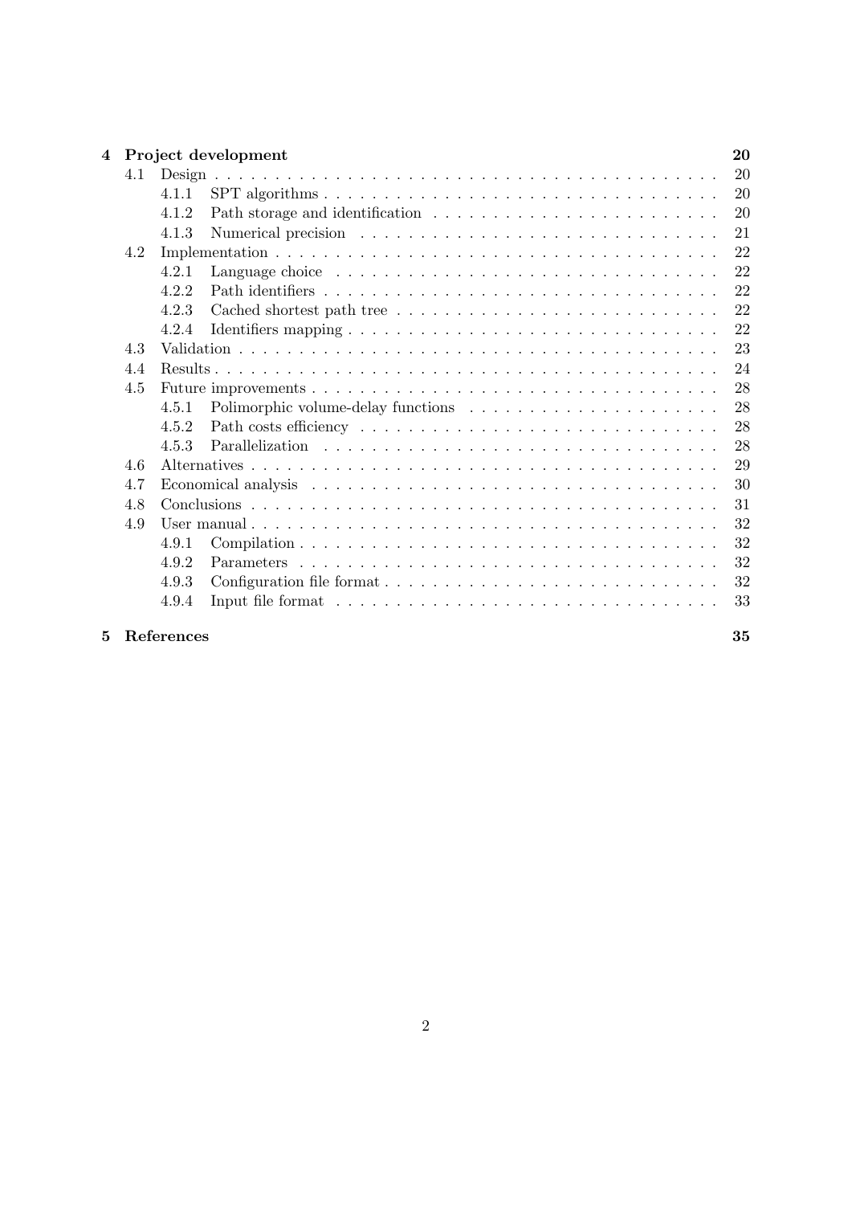**4 Project development** **20**

- 4.1 Design . . . . . . . . . . 20
  - 4.1.1 SPT algorithms . . . . . . . . . . 20
  - 4.1.2 Path storage and identification . . . . . . . . . . 20
  - 4.1.3 Numerical precision . . . . . . . . . . 21
- 4.2 Implementation . . . . . . . . . . 22
  - 4.2.1 Language choice . . . . . . . . . . 22
  - 4.2.2 Path identifiers . . . . . . . . . . 22
  - 4.2.3 Cached shortest path tree . . . . . . . . . . 22
  - 4.2.4 Identifiers mapping . . . . . . . . . . 22
- 4.3 Validation . . . . . . . . . . 23
- 4.4 Results . . . . . . . . . . 24
- 4.5 Future improvements . . . . . . . . . . 28
  - 4.5.1 Polimorphic volume-delay functions . . . . . . . . . . 28
  - 4.5.2 Path costs efficiency . . . . . . . . . . 28
  - 4.5.3 Parallelization . . . . . . . . . . 28
- 4.6 Alternatives . . . . . . . . . . 29
- 4.7 Economical analysis . . . . . . . . . . 30
- 4.8 Conclusions . . . . . . . . . . 31
- 4.9 User manual . . . . . . . . . . 32
  - 4.9.1 Compilation . . . . . . . . . . 32
  - 4.9.2 Parameters . . . . . . . . . . 32
  - 4.9.3 Configuration file format . . . . . . . . . . 32
  - 4.9.4 Input file format . . . . . . . . . . 33

**5 References** **35**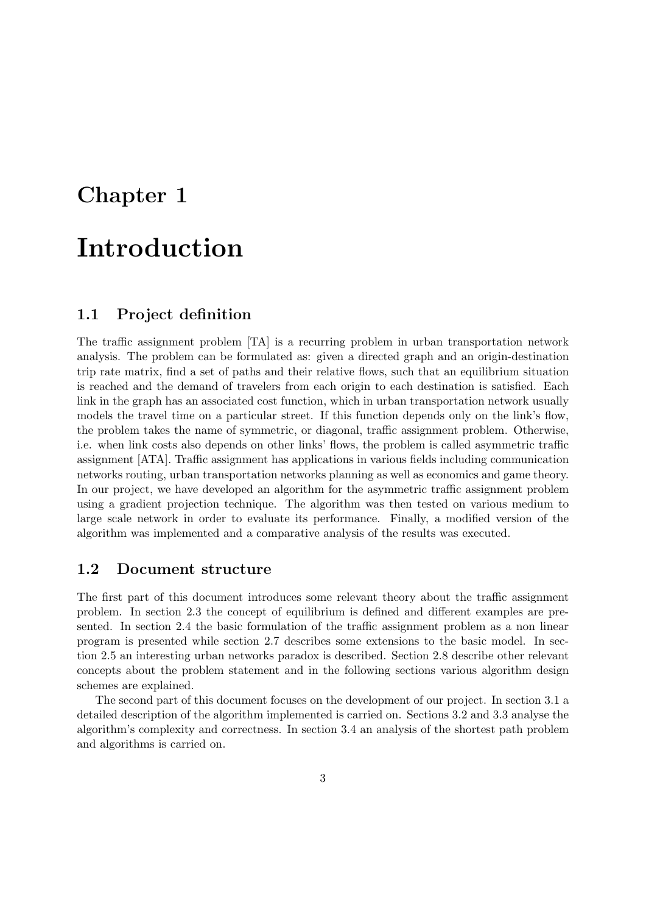# Chapter 1

# Introduction

## 1.1 Project definition

The traffic assignment problem [TA] is a recurring problem in urban transportation network analysis. The problem can be formulated as: given a directed graph and an origin-destination trip rate matrix, find a set of paths and their relative flows, such that an equilibrium situation is reached and the demand of travelers from each origin to each destination is satisfied. Each link in the graph has an associated cost function, which in urban transportation network usually models the travel time on a particular street. If this function depends only on the link's flow, the problem takes the name of symmetric, or diagonal, traffic assignment problem. Otherwise, i.e. when link costs also depends on other links' flows, the problem is called asymmetric traffic assignment [ATA]. Traffic assignment has applications in various fields including communication networks routing, urban transportation networks planning as well as economics and game theory. In our project, we have developed an algorithm for the asymmetric traffic assignment problem using a gradient projection technique. The algorithm was then tested on various medium to large scale network in order to evaluate its performance. Finally, a modified version of the algorithm was implemented and a comparative analysis of the results was executed.

## 1.2 Document structure

The first part of this document introduces some relevant theory about the traffic assignment problem. In section 2.3 the concept of equilibrium is defined and different examples are presented. In section 2.4 the basic formulation of the traffic assignment problem as a non linear program is presented while section 2.7 describes some extensions to the basic model. In section 2.5 an interesting urban networks paradox is described. Section 2.8 describe other relevant concepts about the problem statement and in the following sections various algorithm design schemes are explained.

The second part of this document focuses on the development of our project. In section 3.1 a detailed description of the algorithm implemented is carried on. Sections 3.2 and 3.3 analyse the algorithm's complexity and correctness. In section 3.4 an analysis of the shortest path problem and algorithms is carried on.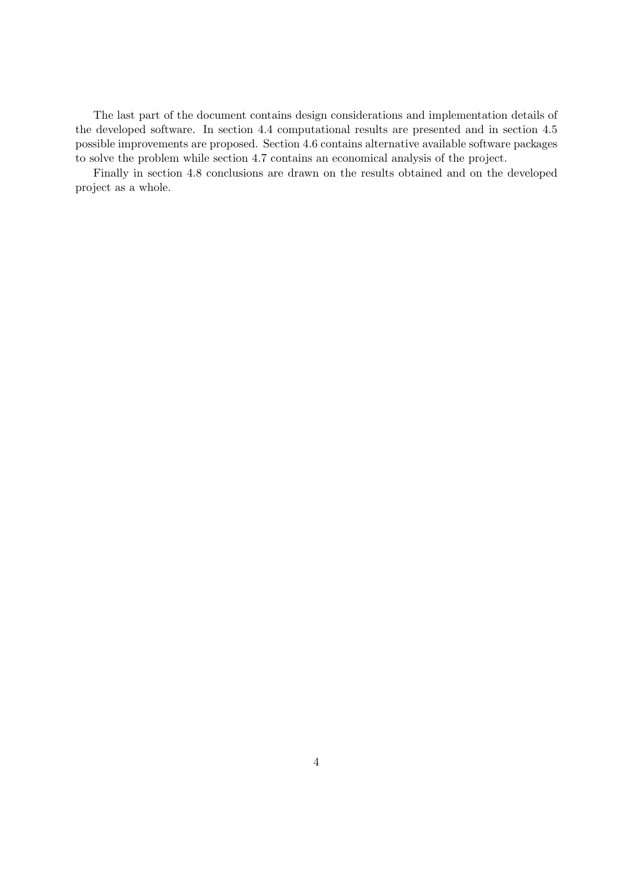The last part of the document contains design considerations and implementation details of the developed software. In section 4.4 computational results are presented and in section 4.5 possible improvements are proposed. Section 4.6 contains alternative available software packages to solve the problem while section 4.7 contains an economical analysis of the project.

Finally in section 4.8 conclusions are drawn on the results obtained and on the developed project as a whole.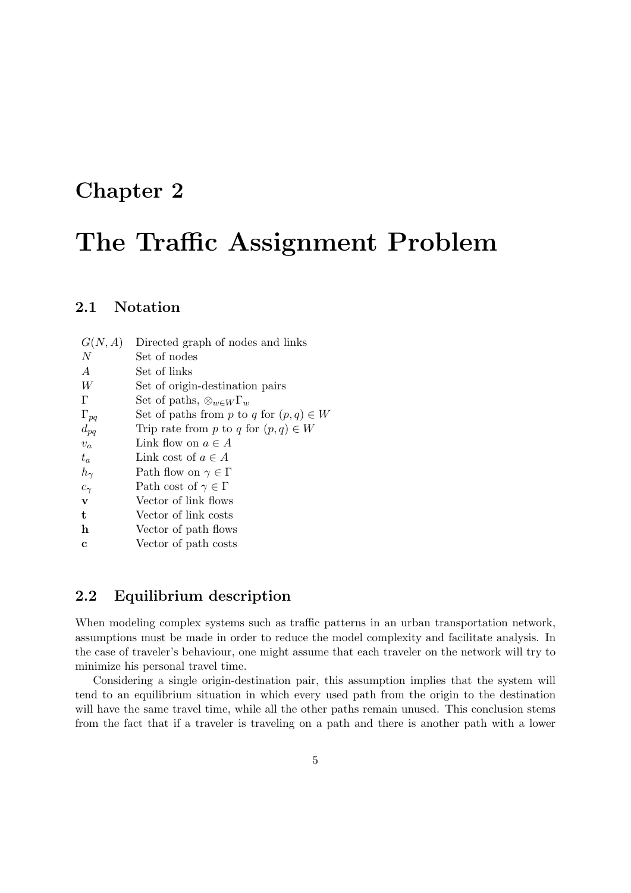# Chapter 2

# The Traffic Assignment Problem

## 2.1 Notation

| | |
|---|---|
| $G(N, A)$ | Directed graph of nodes and links |
| $N$ | Set of nodes |
| $A$ | Set of links |
| $W$ | Set of origin-destination pairs |
| $\Gamma$ | Set of paths, $\otimes_{w \in W} \Gamma_w$ |
| $\Gamma_{pq}$ | Set of paths from $p$ to $q$ for $(p, q) \in W$ |
| $d_{pq}$ | Trip rate from $p$ to $q$ for $(p, q) \in W$ |
| $v_a$ | Link flow on $a \in A$ |
| $t_a$ | Link cost of $a \in A$ |
| $h_\gamma$ | Path flow on $\gamma \in \Gamma$ |
| $c_\gamma$ | Path cost of $\gamma \in \Gamma$ |
| $\mathbf{v}$ | Vector of link flows |
| $\mathbf{t}$ | Vector of link costs |
| $\mathbf{h}$ | Vector of path flows |
| $\mathbf{c}$ | Vector of path costs |

## 2.2 Equilibrium description

When modeling complex systems such as traffic patterns in an urban transportation network, assumptions must be made in order to reduce the model complexity and facilitate analysis. In the case of traveler's behaviour, one might assume that each traveler on the network will try to minimize his personal travel time.

Considering a single origin-destination pair, this assumption implies that the system will tend to an equilibrium situation in which every used path from the origin to the destination will have the same travel time, while all the other paths remain unused. This conclusion stems from the fact that if a traveler is traveling on a path and there is another path with a lower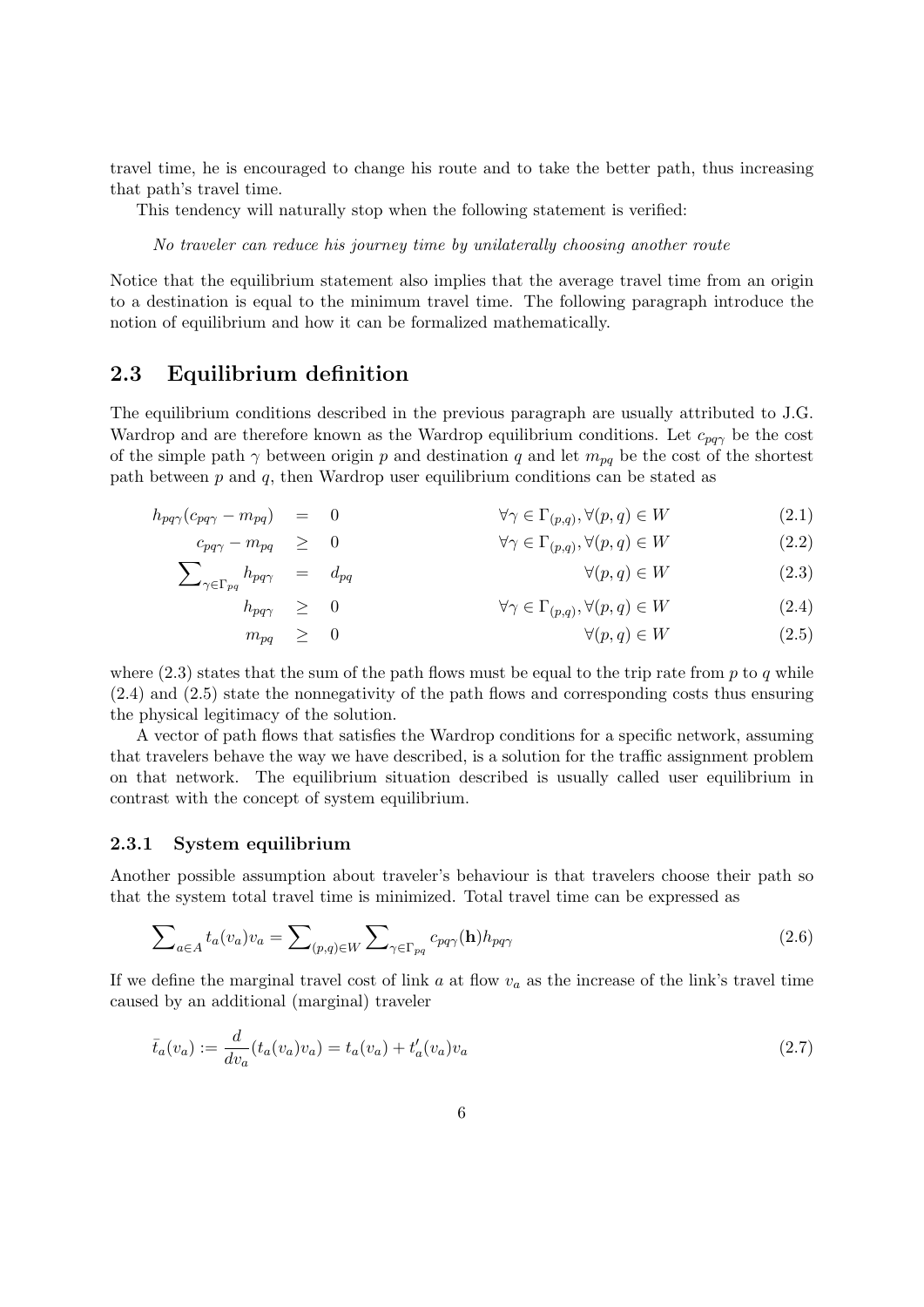travel time, he is encouraged to change his route and to take the better path, thus increasing that path's travel time.

This tendency will naturally stop when the following statement is verified:

*No traveler can reduce his journey time by unilaterally choosing another route*

Notice that the equilibrium statement also implies that the average travel time from an origin to a destination is equal to the minimum travel time. The following paragraph introduce the notion of equilibrium and how it can be formalized mathematically.

## 2.3 Equilibrium definition

The equilibrium conditions described in the previous paragraph are usually attributed to J.G. Wardrop and are therefore known as the Wardrop equilibrium conditions. Let $c_{pq\gamma}$ be the cost of the simple path $\gamma$ between origin $p$ and destination $q$ and let $m_{pq}$ be the cost of the shortest path between $p$ and $q$, then Wardrop user equilibrium conditions can be stated as

$$h_{pq\gamma}(c_{pq\gamma} - m_{pq}) = 0 \qquad \forall \gamma \in \Gamma_{(p,q)}, \forall (p,q) \in W \tag{2.1}$$

$$c_{pq\gamma} - m_{pq} \geq 0 \qquad \forall \gamma \in \Gamma_{(p,q)}, \forall (p,q) \in W \tag{2.2}$$

$$\sum\nolimits_{\gamma \in \Gamma_{pq}} h_{pq\gamma} = d_{pq} \qquad \forall (p,q) \in W \tag{2.3}$$

$$h_{pq\gamma} \geq 0 \qquad \forall \gamma \in \Gamma_{(p,q)}, \forall (p,q) \in W \tag{2.4}$$

$$m_{pq} \geq 0 \qquad \forall (p,q) \in W \tag{2.5}$$

where (2.3) states that the sum of the path flows must be equal to the trip rate from $p$ to $q$ while (2.4) and (2.5) state the nonnegativity of the path flows and corresponding costs thus ensuring the physical legitimacy of the solution.

A vector of path flows that satisfies the Wardrop conditions for a specific network, assuming that travelers behave the way we have described, is a solution for the traffic assignment problem on that network. The equilibrium situation described is usually called user equilibrium in contrast with the concept of system equilibrium.

### 2.3.1 System equilibrium

Another possible assumption about traveler's behaviour is that travelers choose their path so that the system total travel time is minimized. Total travel time can be expressed as

$$\sum\nolimits_{a \in A} t_a(v_a)v_a = \sum\nolimits_{(p,q) \in W} \sum\nolimits_{\gamma \in \Gamma_{pq}} c_{pq\gamma}(\mathbf{h})h_{pq\gamma} \tag{2.6}$$

If we define the marginal travel cost of link $a$ at flow $v_a$ as the increase of the link's travel time caused by an additional (marginal) traveler

$$\bar{t}_a(v_a) := \frac{d}{dv_a}(t_a(v_a)v_a) = t_a(v_a) + t'_a(v_a)v_a \tag{2.7}$$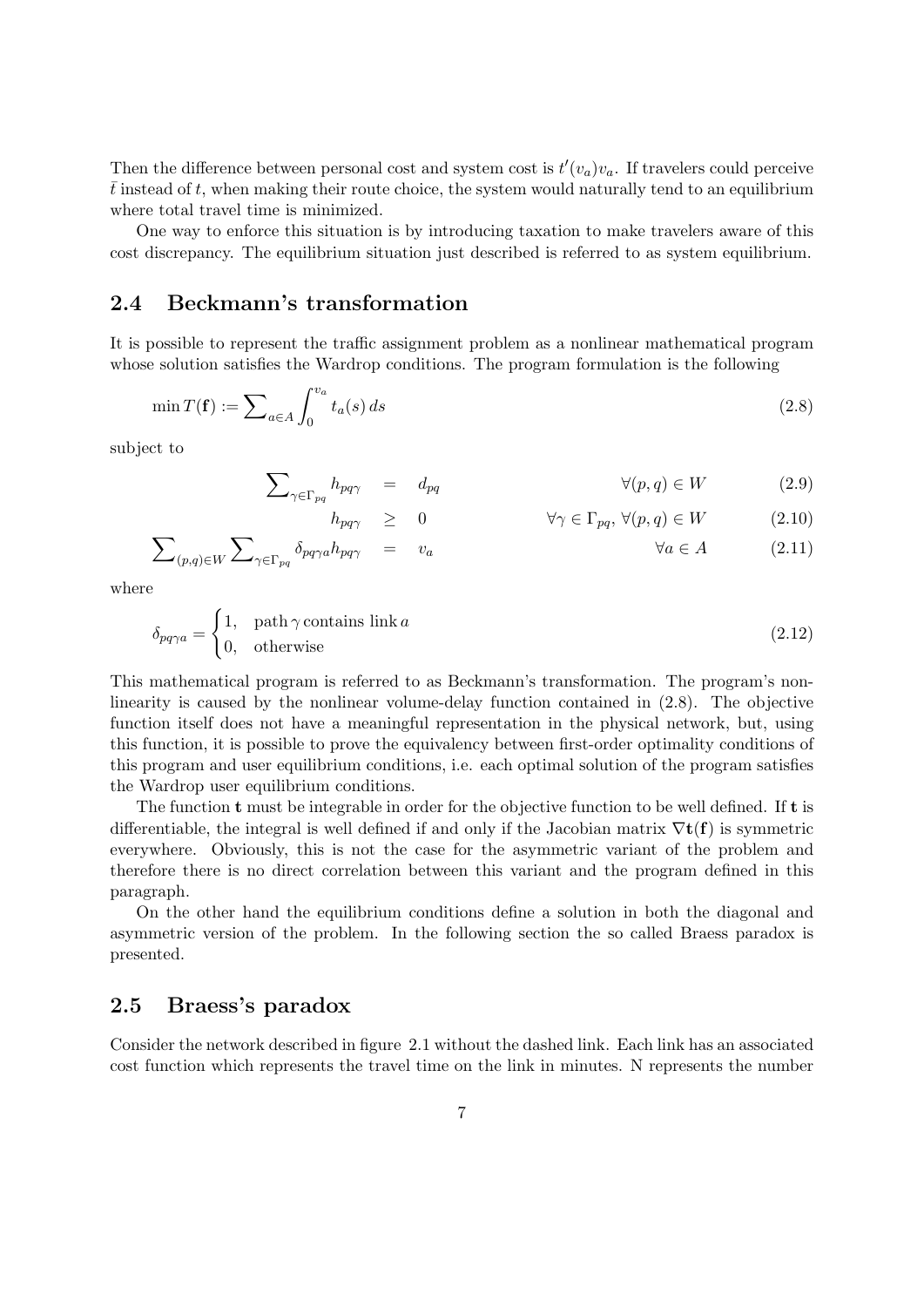Then the difference between personal cost and system cost is $t'(v_a)v_a$. If travelers could perceive $\bar{t}$ instead of $t$, when making their route choice, the system would naturally tend to an equilibrium where total travel time is minimized.

One way to enforce this situation is by introducing taxation to make travelers aware of this cost discrepancy. The equilibrium situation just described is referred to as system equilibrium.

## 2.4 Beckmann's transformation

It is possible to represent the traffic assignment problem as a nonlinear mathematical program whose solution satisfies the Wardrop conditions. The program formulation is the following

$$\min T(\mathbf{f}) := \sum_{a \in A} \int_0^{v_a} t_a(s)\, ds \tag{2.8}$$

subject to

$$\sum_{\gamma \in \Gamma_{pq}} h_{pq\gamma} = d_{pq} \qquad \forall (p,q) \in W \tag{2.9}$$

$$h_{pq\gamma} \geq 0 \qquad \forall \gamma \in \Gamma_{pq},\ \forall (p,q) \in W \tag{2.10}$$

$$\sum_{(p,q) \in W} \sum_{\gamma \in \Gamma_{pq}} \delta_{pq\gamma a} h_{pq\gamma} = v_a \qquad \forall a \in A \tag{2.11}$$

where

$$\delta_{pq\gamma a} = \begin{cases} 1, & \text{path}\, \gamma \,\text{contains link}\, a \\ 0, & \text{otherwise} \end{cases} \tag{2.12}$$

This mathematical program is referred to as Beckmann's transformation. The program's nonlinearity is caused by the nonlinear volume-delay function contained in (2.8). The objective function itself does not have a meaningful representation in the physical network, but, using this function, it is possible to prove the equivalency between first-order optimality conditions of this program and user equilibrium conditions, i.e. each optimal solution of the program satisfies the Wardrop user equilibrium conditions.

The function $\mathbf{t}$ must be integrable in order for the objective function to be well defined. If $\mathbf{t}$ is differentiable, the integral is well defined if and only if the Jacobian matrix $\nabla \mathbf{t}(\mathbf{f})$ is symmetric everywhere. Obviously, this is not the case for the asymmetric variant of the problem and therefore there is no direct correlation between this variant and the program defined in this paragraph.

On the other hand the equilibrium conditions define a solution in both the diagonal and asymmetric version of the problem. In the following section the so called Braess paradox is presented.

## 2.5 Braess's paradox

Consider the network described in figure 2.1 without the dashed link. Each link has an associated cost function which represents the travel time on the link in minutes. N represents the number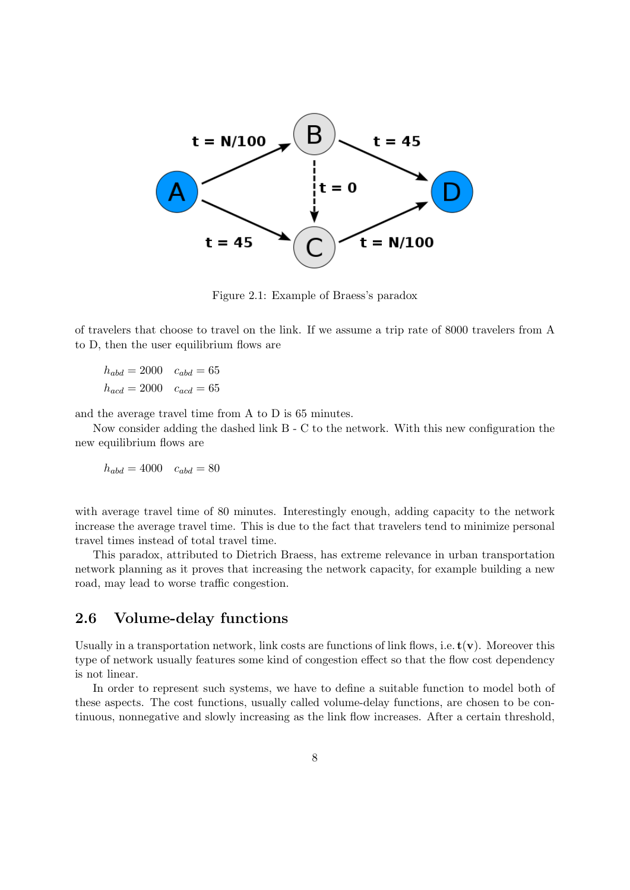Figure 2.1: Example of Braess's paradox

of travelers that choose to travel on the link. If we assume a trip rate of 8000 travelers from A to D, then the user equilibrium flows are

$$h_{abd} = 2000 \quad c_{abd} = 65$$
$$h_{acd} = 2000 \quad c_{acd} = 65$$

and the average travel time from A to D is 65 minutes.

Now consider adding the dashed link B - C to the network. With this new configuration the new equilibrium flows are

$$h_{abd} = 4000 \quad c_{abd} = 80$$

with average travel time of 80 minutes. Interestingly enough, adding capacity to the network increase the average travel time. This is due to the fact that travelers tend to minimize personal travel times instead of total travel time.

This paradox, attributed to Dietrich Braess, has extreme relevance in urban transportation network planning as it proves that increasing the network capacity, for example building a new road, may lead to worse traffic congestion.

## 2.6 Volume-delay functions

Usually in a transportation network, link costs are functions of link flows, i.e. $\mathbf{t}(\mathbf{v})$. Moreover this type of network usually features some kind of congestion effect so that the flow cost dependency is not linear.

In order to represent such systems, we have to define a suitable function to model both of these aspects. The cost functions, usually called volume-delay functions, are chosen to be continuous, nonnegative and slowly increasing as the link flow increases. After a certain threshold,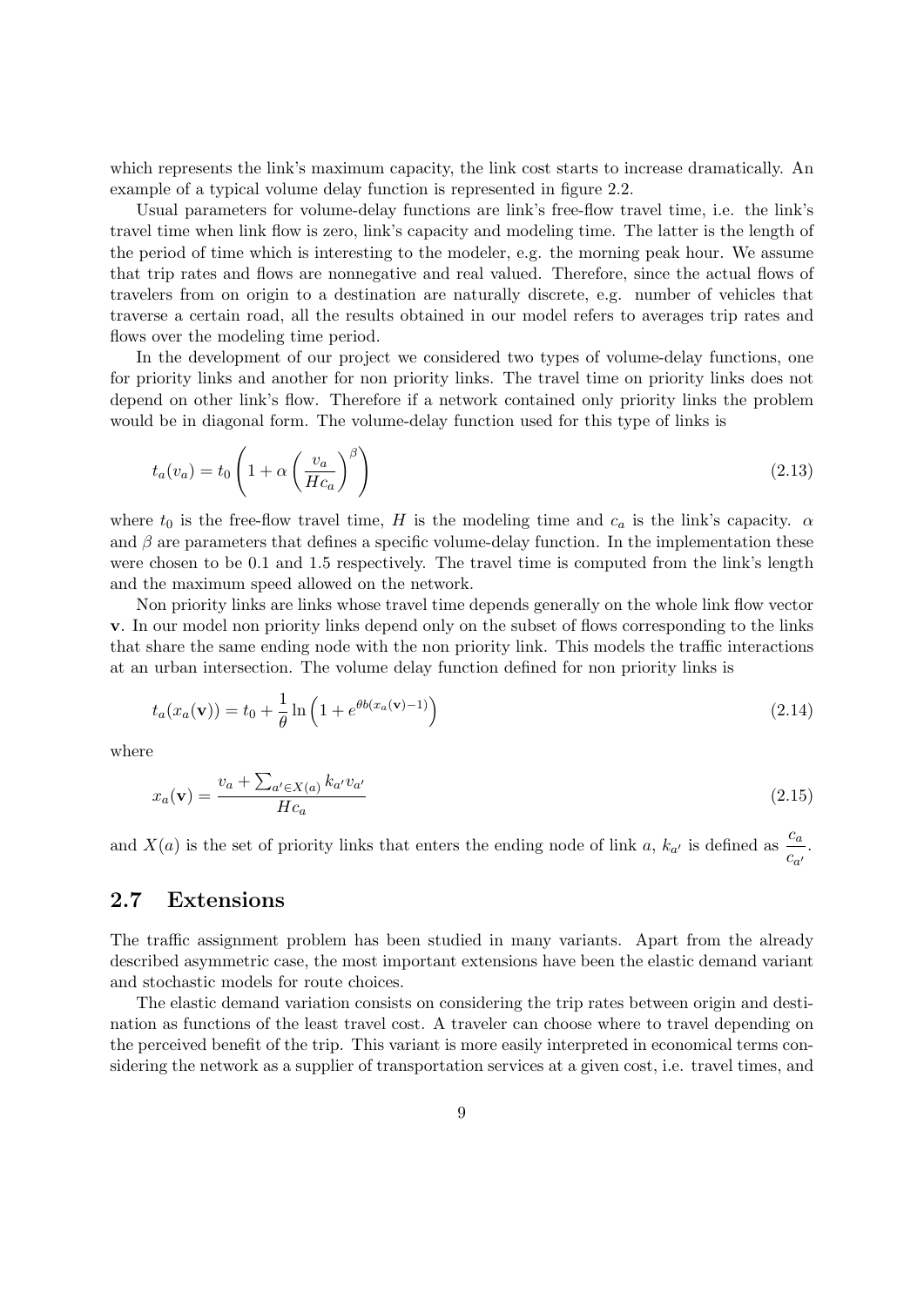which represents the link's maximum capacity, the link cost starts to increase dramatically. An example of a typical volume delay function is represented in figure 2.2.

Usual parameters for volume-delay functions are link's free-flow travel time, i.e. the link's travel time when link flow is zero, link's capacity and modeling time. The latter is the length of the period of time which is interesting to the modeler, e.g. the morning peak hour. We assume that trip rates and flows are nonnegative and real valued. Therefore, since the actual flows of travelers from on origin to a destination are naturally discrete, e.g. number of vehicles that traverse a certain road, all the results obtained in our model refers to averages trip rates and flows over the modeling time period.

In the development of our project we considered two types of volume-delay functions, one for priority links and another for non priority links. The travel time on priority links does not depend on other link's flow. Therefore if a network contained only priority links the problem would be in diagonal form. The volume-delay function used for this type of links is

$$t_a(v_a) = t_0 \left( 1 + \alpha \left( \frac{v_a}{Hc_a} \right)^{\beta} \right) \tag{2.13}$$

where $t_0$ is the free-flow travel time, $H$ is the modeling time and $c_a$ is the link's capacity. $\alpha$ and $\beta$ are parameters that defines a specific volume-delay function. In the implementation these were chosen to be 0.1 and 1.5 respectively. The travel time is computed from the link's length and the maximum speed allowed on the network.

Non priority links are links whose travel time depends generally on the whole link flow vector $\mathbf{v}$. In our model non priority links depend only on the subset of flows corresponding to the links that share the same ending node with the non priority link. This models the traffic interactions at an urban intersection. The volume delay function defined for non priority links is

$$t_a(x_a(\mathbf{v})) = t_0 + \frac{1}{\theta} \ln \left( 1 + e^{\theta b (x_a(\mathbf{v}) - 1)} \right) \tag{2.14}$$

where

$$x_a(\mathbf{v}) = \frac{v_a + \sum_{a' \in X(a)} k_{a'} v_{a'}}{Hc_a} \tag{2.15}$$

and $X(a)$ is the set of priority links that enters the ending node of link $a$, $k_{a'}$ is defined as $\dfrac{c_a}{c_{a'}}$.

## 2.7 Extensions

The traffic assignment problem has been studied in many variants. Apart from the already described asymmetric case, the most important extensions have been the elastic demand variant and stochastic models for route choices.

The elastic demand variation consists on considering the trip rates between origin and destination as functions of the least travel cost. A traveler can choose where to travel depending on the perceived benefit of the trip. This variant is more easily interpreted in economical terms considering the network as a supplier of transportation services at a given cost, i.e. travel times, and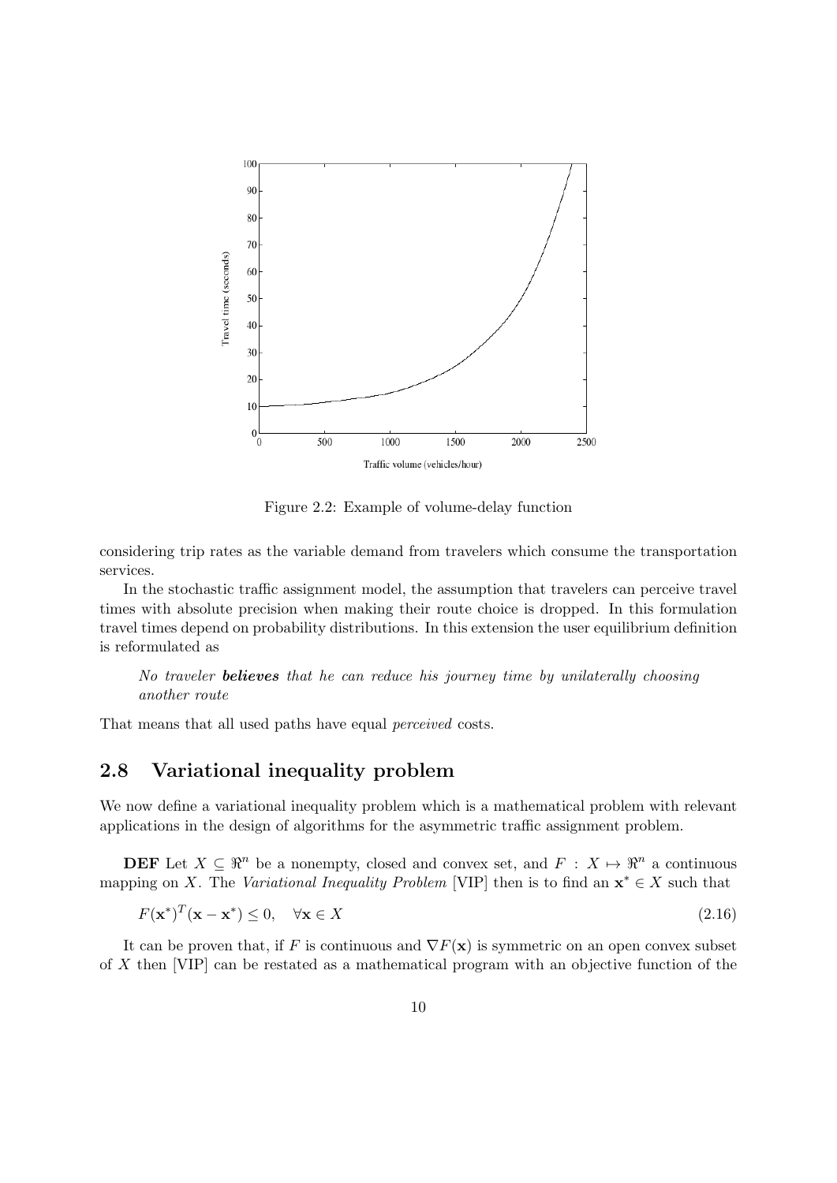Figure 2.2: Example of volume-delay function

considering trip rates as the variable demand from travelers which consume the transportation services.

In the stochastic traffic assignment model, the assumption that travelers can perceive travel times with absolute precision when making their route choice is dropped. In this formulation travel times depend on probability distributions. In this extension the user equilibrium definition is reformulated as

> *No traveler* ***believes*** *that he can reduce his journey time by unilaterally choosing another route*

That means that all used paths have equal *perceived* costs.

## 2.8 Variational inequality problem

We now define a variational inequality problem which is a mathematical problem with relevant applications in the design of algorithms for the asymmetric traffic assignment problem.

**DEF** Let $X \subseteq \Re^n$ be a nonempty, closed and convex set, and $F : X \mapsto \Re^n$ a continuous mapping on $X$. The *Variational Inequality Problem* [VIP] then is to find an $\mathbf{x}^* \in X$ such that

$$F(\mathbf{x}^*)^T(\mathbf{x} - \mathbf{x}^*) \leq 0, \quad \forall \mathbf{x} \in X \tag{2.16}$$

It can be proven that, if $F$ is continuous and $\nabla F(\mathbf{x})$ is symmetric on an open convex subset of $X$ then [VIP] can be restated as a mathematical program with an objective function of the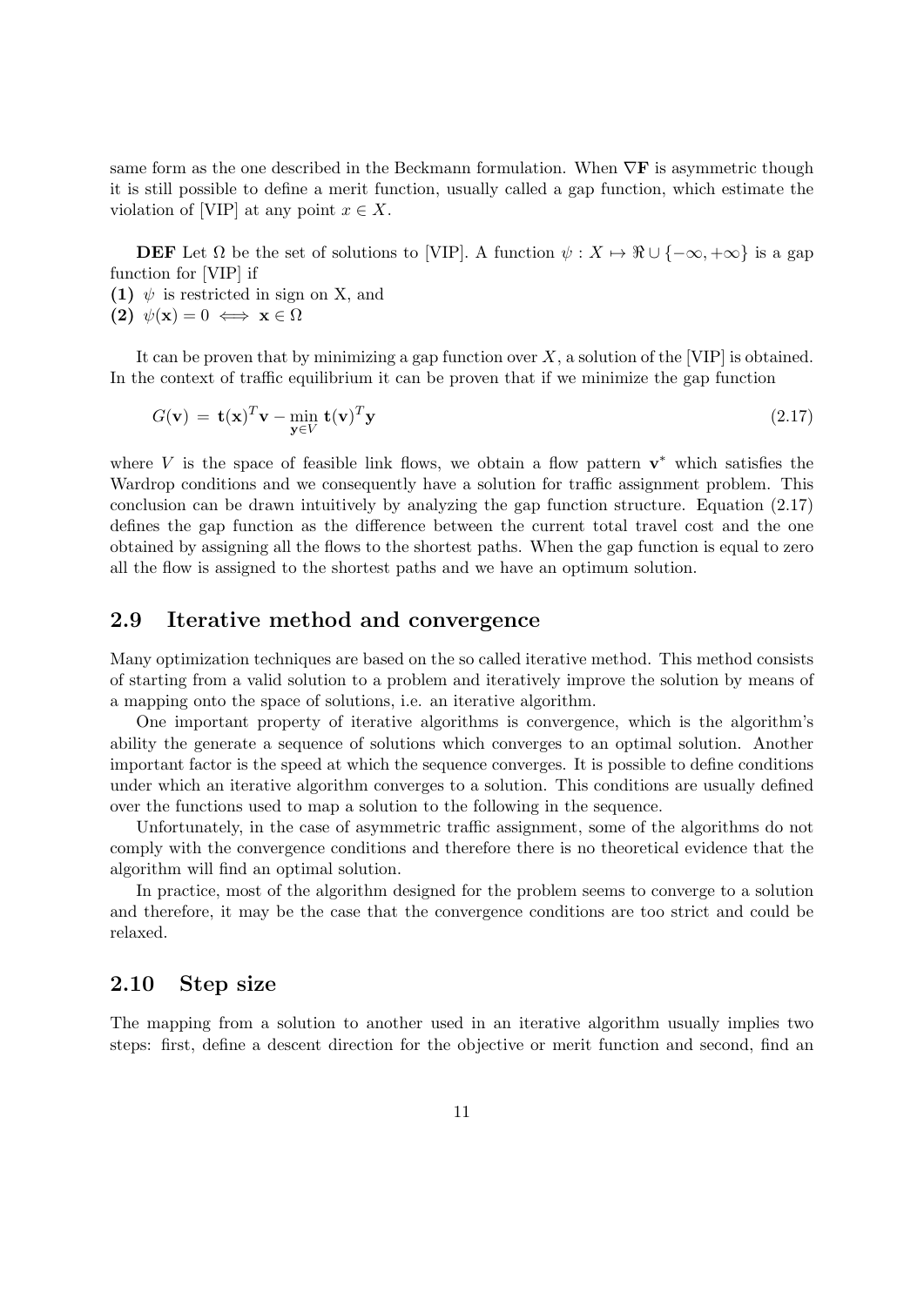same form as the one described in the Beckmann formulation. When $\nabla \mathbf{F}$ is asymmetric though it is still possible to define a merit function, usually called a gap function, which estimate the violation of [VIP] at any point $x \in X$.

**DEF** Let $\Omega$ be the set of solutions to [VIP]. A function $\psi : X \mapsto \Re \cup \{-\infty, +\infty\}$ is a gap function for [VIP] if

**(1)** $\psi$ is restricted in sign on X, and

**(2)** $\psi(\mathbf{x}) = 0 \iff \mathbf{x} \in \Omega$

It can be proven that by minimizing a gap function over $X$, a solution of the [VIP] is obtained. In the context of traffic equilibrium it can be proven that if we minimize the gap function

$$G(\mathbf{v}) = \mathbf{t}(\mathbf{x})^T \mathbf{v} - \min_{\mathbf{y} \in V} \mathbf{t}(\mathbf{v})^T \mathbf{y} \tag{2.17}$$

where $V$ is the space of feasible link flows, we obtain a flow pattern $\mathbf{v}^*$ which satisfies the Wardrop conditions and we consequently have a solution for traffic assignment problem. This conclusion can be drawn intuitively by analyzing the gap function structure. Equation (2.17) defines the gap function as the difference between the current total travel cost and the one obtained by assigning all the flows to the shortest paths. When the gap function is equal to zero all the flow is assigned to the shortest paths and we have an optimum solution.

## 2.9 Iterative method and convergence

Many optimization techniques are based on the so called iterative method. This method consists of starting from a valid solution to a problem and iteratively improve the solution by means of a mapping onto the space of solutions, i.e. an iterative algorithm.

One important property of iterative algorithms is convergence, which is the algorithm's ability the generate a sequence of solutions which converges to an optimal solution. Another important factor is the speed at which the sequence converges. It is possible to define conditions under which an iterative algorithm converges to a solution. This conditions are usually defined over the functions used to map a solution to the following in the sequence.

Unfortunately, in the case of asymmetric traffic assignment, some of the algorithms do not comply with the convergence conditions and therefore there is no theoretical evidence that the algorithm will find an optimal solution.

In practice, most of the algorithm designed for the problem seems to converge to a solution and therefore, it may be the case that the convergence conditions are too strict and could be relaxed.

## 2.10 Step size

The mapping from a solution to another used in an iterative algorithm usually implies two steps: first, define a descent direction for the objective or merit function and second, find an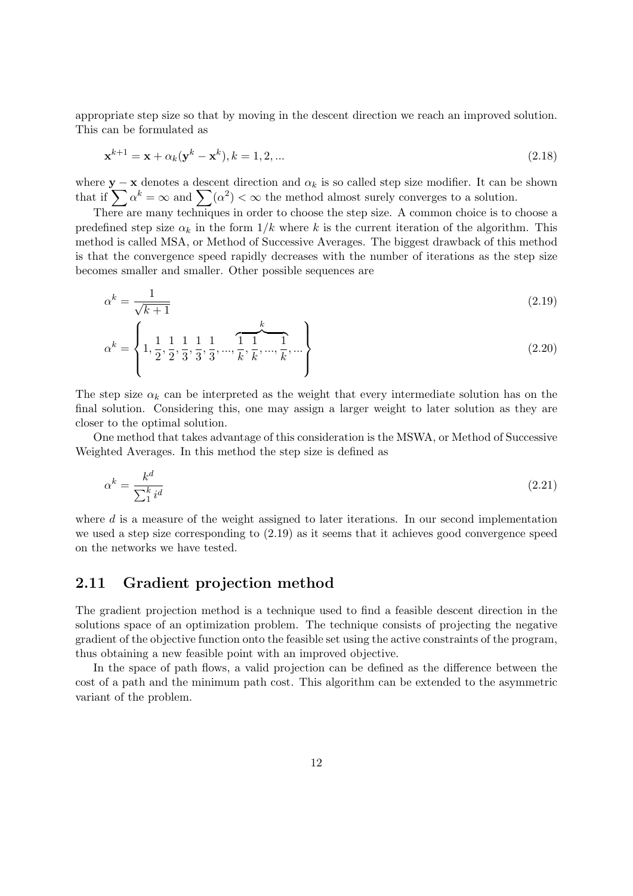appropriate step size so that by moving in the descent direction we reach an improved solution. This can be formulated as

$$\mathbf{x}^{k+1} = \mathbf{x} + \alpha_k(\mathbf{y}^k - \mathbf{x}^k), k = 1, 2, ... \tag{2.18}$$

where $\mathbf{y} - \mathbf{x}$ denotes a descent direction and $\alpha_k$ is so called step size modifier. It can be shown that if $\sum \alpha^k = \infty$ and $\sum(\alpha^2) < \infty$ the method almost surely converges to a solution.

There are many techniques in order to choose the step size. A common choice is to choose a predefined step size $\alpha_k$ in the form $1/k$ where $k$ is the current iteration of the algorithm. This method is called MSA, or Method of Successive Averages. The biggest drawback of this method is that the convergence speed rapidly decreases with the number of iterations as the step size becomes smaller and smaller. Other possible sequences are

$$\alpha^k = \frac{1}{\sqrt{k+1}} \tag{2.19}$$

$$\alpha^k = \left\{ 1, \frac{1}{2}, \frac{1}{2}, \frac{1}{3}, \frac{1}{3}, \frac{1}{3}, ..., \overbrace{\frac{1}{k}, \frac{1}{k}, ..., \frac{1}{k}}^{k}, ... \right\} \tag{2.20}$$

The step size $\alpha_k$ can be interpreted as the weight that every intermediate solution has on the final solution. Considering this, one may assign a larger weight to later solution as they are closer to the optimal solution.

One method that takes advantage of this consideration is the MSWA, or Method of Successive Weighted Averages. In this method the step size is defined as

$$\alpha^k = \frac{k^d}{\sum_1^k i^d} \tag{2.21}$$

where $d$ is a measure of the weight assigned to later iterations. In our second implementation we used a step size corresponding to (2.19) as it seems that it achieves good convergence speed on the networks we have tested.

## 2.11 Gradient projection method

The gradient projection method is a technique used to find a feasible descent direction in the solutions space of an optimization problem. The technique consists of projecting the negative gradient of the objective function onto the feasible set using the active constraints of the program, thus obtaining a new feasible point with an improved objective.

In the space of path flows, a valid projection can be defined as the difference between the cost of a path and the minimum path cost. This algorithm can be extended to the asymmetric variant of the problem.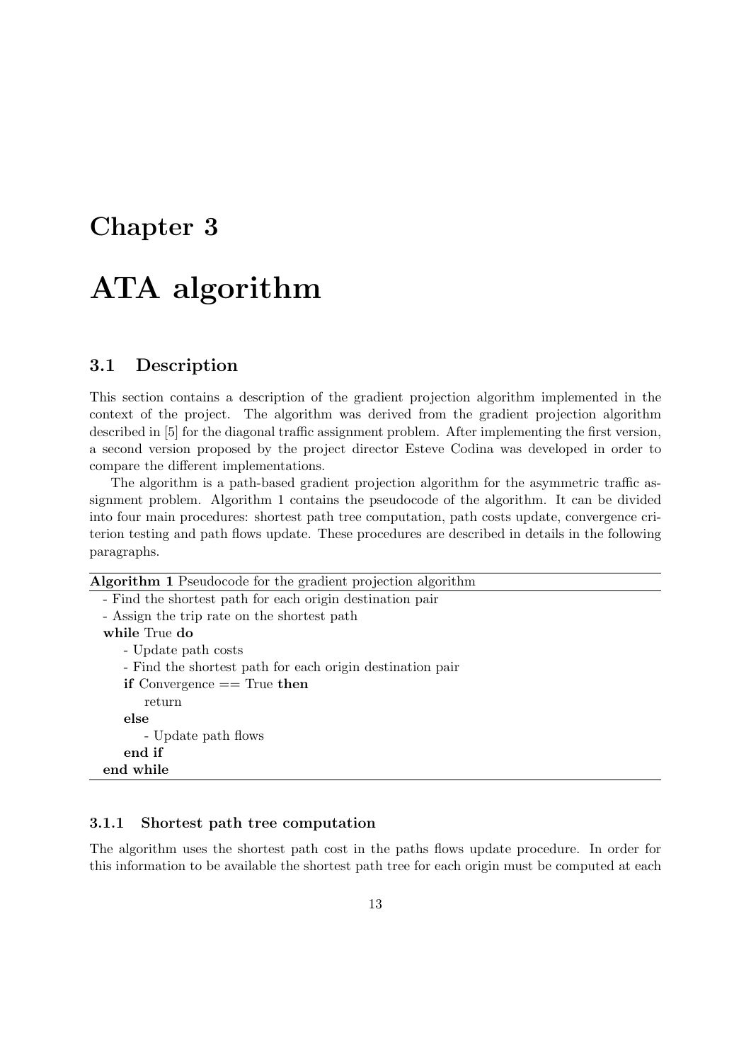# Chapter 3

# ATA algorithm

## 3.1 Description

This section contains a description of the gradient projection algorithm implemented in the context of the project. The algorithm was derived from the gradient projection algorithm described in [5] for the diagonal traffic assignment problem. After implementing the first version, a second version proposed by the project director Esteve Codina was developed in order to compare the different implementations.

The algorithm is a path-based gradient projection algorithm for the asymmetric traffic assignment problem. Algorithm 1 contains the pseudocode of the algorithm. It can be divided into four main procedures: shortest path tree computation, path costs update, convergence criterion testing and path flows update. These procedures are described in details in the following paragraphs.

**Algorithm 1** Pseudocode for the gradient projection algorithm

```
- Find the shortest path for each origin destination pair
- Assign the trip rate on the shortest path
while True do
    - Update path costs
    - Find the shortest path for each origin destination pair
    if Convergence == True then
        return
    else
        - Update path flows
    end if
end while
```

### 3.1.1 Shortest path tree computation

The algorithm uses the shortest path cost in the paths flows update procedure. In order for this information to be available the shortest path tree for each origin must be computed at each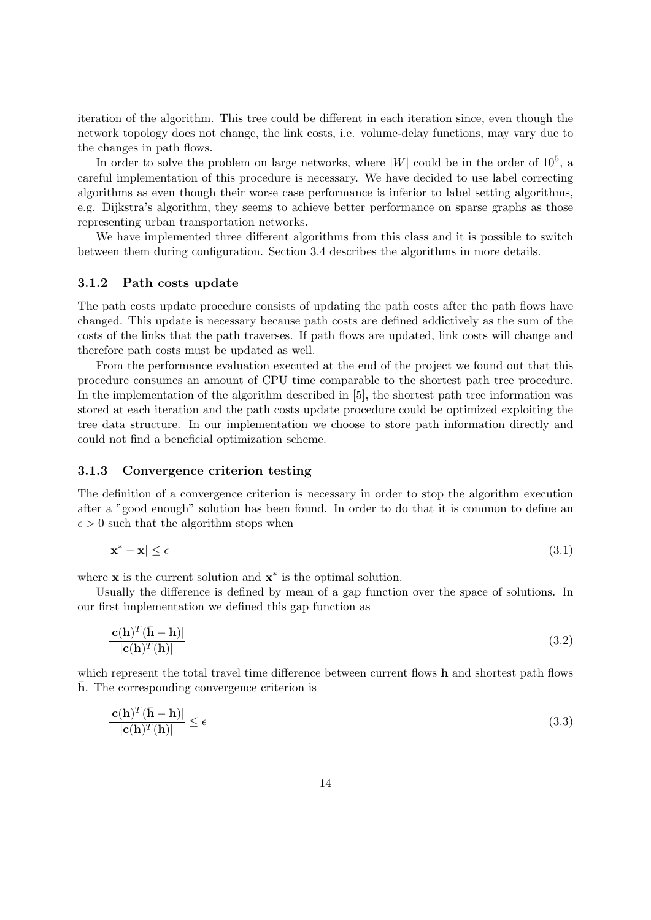iteration of the algorithm. This tree could be different in each iteration since, even though the network topology does not change, the link costs, i.e. volume-delay functions, may vary due to the changes in path flows.

In order to solve the problem on large networks, where $|W|$ could be in the order of $10^5$, a careful implementation of this procedure is necessary. We have decided to use label correcting algorithms as even though their worse case performance is inferior to label setting algorithms, e.g. Dijkstra's algorithm, they seems to achieve better performance on sparse graphs as those representing urban transportation networks.

We have implemented three different algorithms from this class and it is possible to switch between them during configuration. Section 3.4 describes the algorithms in more details.

### 3.1.2 Path costs update

The path costs update procedure consists of updating the path costs after the path flows have changed. This update is necessary because path costs are defined addictively as the sum of the costs of the links that the path traverses. If path flows are updated, link costs will change and therefore path costs must be updated as well.

From the performance evaluation executed at the end of the project we found out that this procedure consumes an amount of CPU time comparable to the shortest path tree procedure. In the implementation of the algorithm described in [5], the shortest path tree information was stored at each iteration and the path costs update procedure could be optimized exploiting the tree data structure. In our implementation we choose to store path information directly and could not find a beneficial optimization scheme.

### 3.1.3 Convergence criterion testing

The definition of a convergence criterion is necessary in order to stop the algorithm execution after a "good enough" solution has been found. In order to do that it is common to define an $\epsilon > 0$ such that the algorithm stops when

$$|\mathbf{x}^* - \mathbf{x}| \leq \epsilon \tag{3.1}$$

where $\mathbf{x}$ is the current solution and $\mathbf{x}^*$ is the optimal solution.

Usually the difference is defined by mean of a gap function over the space of solutions. In our first implementation we defined this gap function as

$$\frac{|\mathbf{c}(\mathbf{h})^T(\bar{\mathbf{h}} - \mathbf{h})|}{|\mathbf{c}(\mathbf{h})^T(\mathbf{h})|} \tag{3.2}$$

which represent the total travel time difference between current flows $\mathbf{h}$ and shortest path flows $\bar{\mathbf{h}}$. The corresponding convergence criterion is

$$\frac{|\mathbf{c}(\mathbf{h})^T(\bar{\mathbf{h}} - \mathbf{h})|}{|\mathbf{c}(\mathbf{h})^T(\mathbf{h})|} \leq \epsilon \tag{3.3}$$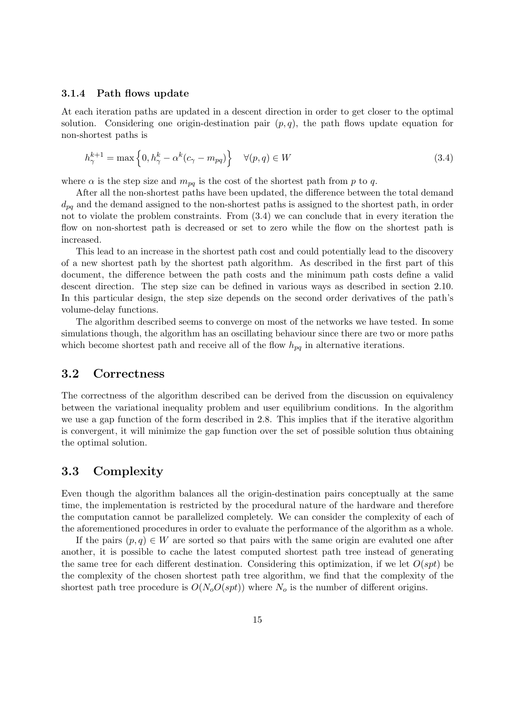### 3.1.4 Path flows update

At each iteration paths are updated in a descent direction in order to get closer to the optimal solution. Considering one origin-destination pair $(p, q)$, the path flows update equation for non-shortest paths is

$$h_{\gamma}^{k+1} = \max\left\{0, h_{\gamma}^{k} - \alpha^{k}(c_{\gamma} - m_{pq})\right\} \quad \forall (p, q) \in W \tag{3.4}$$

where $\alpha$ is the step size and $m_{pq}$ is the cost of the shortest path from $p$ to $q$.

After all the non-shortest paths have been updated, the difference between the total demand $d_{pq}$ and the demand assigned to the non-shortest paths is assigned to the shortest path, in order not to violate the problem constraints. From (3.4) we can conclude that in every iteration the flow on non-shortest path is decreased or set to zero while the flow on the shortest path is increased.

This lead to an increase in the shortest path cost and could potentially lead to the discovery of a new shortest path by the shortest path algorithm. As described in the first part of this document, the difference between the path costs and the minimum path costs define a valid descent direction. The step size can be defined in various ways as described in section 2.10. In this particular design, the step size depends on the second order derivatives of the path's volume-delay functions.

The algorithm described seems to converge on most of the networks we have tested. In some simulations though, the algorithm has an oscillating behaviour since there are two or more paths which become shortest path and receive all of the flow $h_{pq}$ in alternative iterations.

## 3.2 Correctness

The correctness of the algorithm described can be derived from the discussion on equivalency between the variational inequality problem and user equilibrium conditions. In the algorithm we use a gap function of the form described in 2.8. This implies that if the iterative algorithm is convergent, it will minimize the gap function over the set of possible solution thus obtaining the optimal solution.

## 3.3 Complexity

Even though the algorithm balances all the origin-destination pairs conceptually at the same time, the implementation is restricted by the procedural nature of the hardware and therefore the computation cannot be parallelized completely. We can consider the complexity of each of the aforementioned procedures in order to evaluate the performance of the algorithm as a whole.

If the pairs $(p, q) \in W$ are sorted so that pairs with the same origin are evaluted one after another, it is possible to cache the latest computed shortest path tree instead of generating the same tree for each different destination. Considering this optimization, if we let $O(spt)$ be the complexity of the chosen shortest path tree algorithm, we find that the complexity of the shortest path tree procedure is $O(N_o O(spt))$ where $N_o$ is the number of different origins.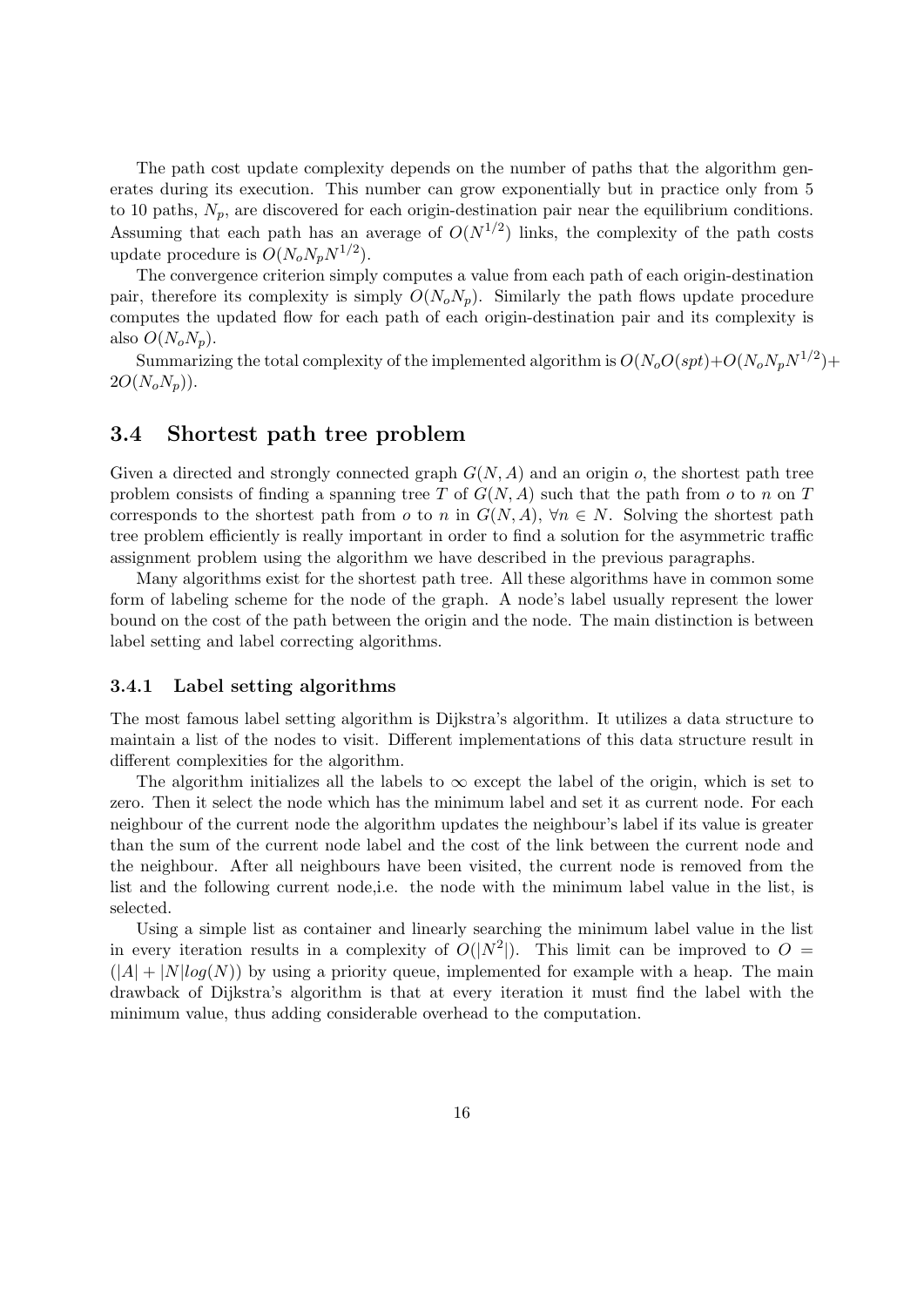The path cost update complexity depends on the number of paths that the algorithm generates during its execution. This number can grow exponentially but in practice only from 5 to 10 paths, $N_p$, are discovered for each origin-destination pair near the equilibrium conditions. Assuming that each path has an average of $O(N^{1/2})$ links, the complexity of the path costs update procedure is $O(N_o N_p N^{1/2})$.

The convergence criterion simply computes a value from each path of each origin-destination pair, therefore its complexity is simply $O(N_o N_p)$. Similarly the path flows update procedure computes the updated flow for each path of each origin-destination pair and its complexity is also $O(N_o N_p)$.

Summarizing the total complexity of the implemented algorithm is $O(N_o O(spt) + O(N_o N_p N^{1/2}) + 2O(N_o N_p))$.

## 3.4 Shortest path tree problem

Given a directed and strongly connected graph $G(N, A)$ and an origin $o$, the shortest path tree problem consists of finding a spanning tree $T$ of $G(N, A)$ such that the path from $o$ to $n$ on $T$ corresponds to the shortest path from $o$ to $n$ in $G(N, A)$, $\forall n \in N$. Solving the shortest path tree problem efficiently is really important in order to find a solution for the asymmetric traffic assignment problem using the algorithm we have described in the previous paragraphs.

Many algorithms exist for the shortest path tree. All these algorithms have in common some form of labeling scheme for the node of the graph. A node's label usually represent the lower bound on the cost of the path between the origin and the node. The main distinction is between label setting and label correcting algorithms.

### 3.4.1 Label setting algorithms

The most famous label setting algorithm is Dijkstra's algorithm. It utilizes a data structure to maintain a list of the nodes to visit. Different implementations of this data structure result in different complexities for the algorithm.

The algorithm initializes all the labels to $\infty$ except the label of the origin, which is set to zero. Then it select the node which has the minimum label and set it as current node. For each neighbour of the current node the algorithm updates the neighbour's label if its value is greater than the sum of the current node label and the cost of the link between the current node and the neighbour. After all neighbours have been visited, the current node is removed from the list and the following current node,i.e. the node with the minimum label value in the list, is selected.

Using a simple list as container and linearly searching the minimum label value in the list in every iteration results in a complexity of $O(|N^2|)$. This limit can be improved to $O = (|A| + |N|log(N))$ by using a priority queue, implemented for example with a heap. The main drawback of Dijkstra's algorithm is that at every iteration it must find the label with the minimum value, thus adding considerable overhead to the computation.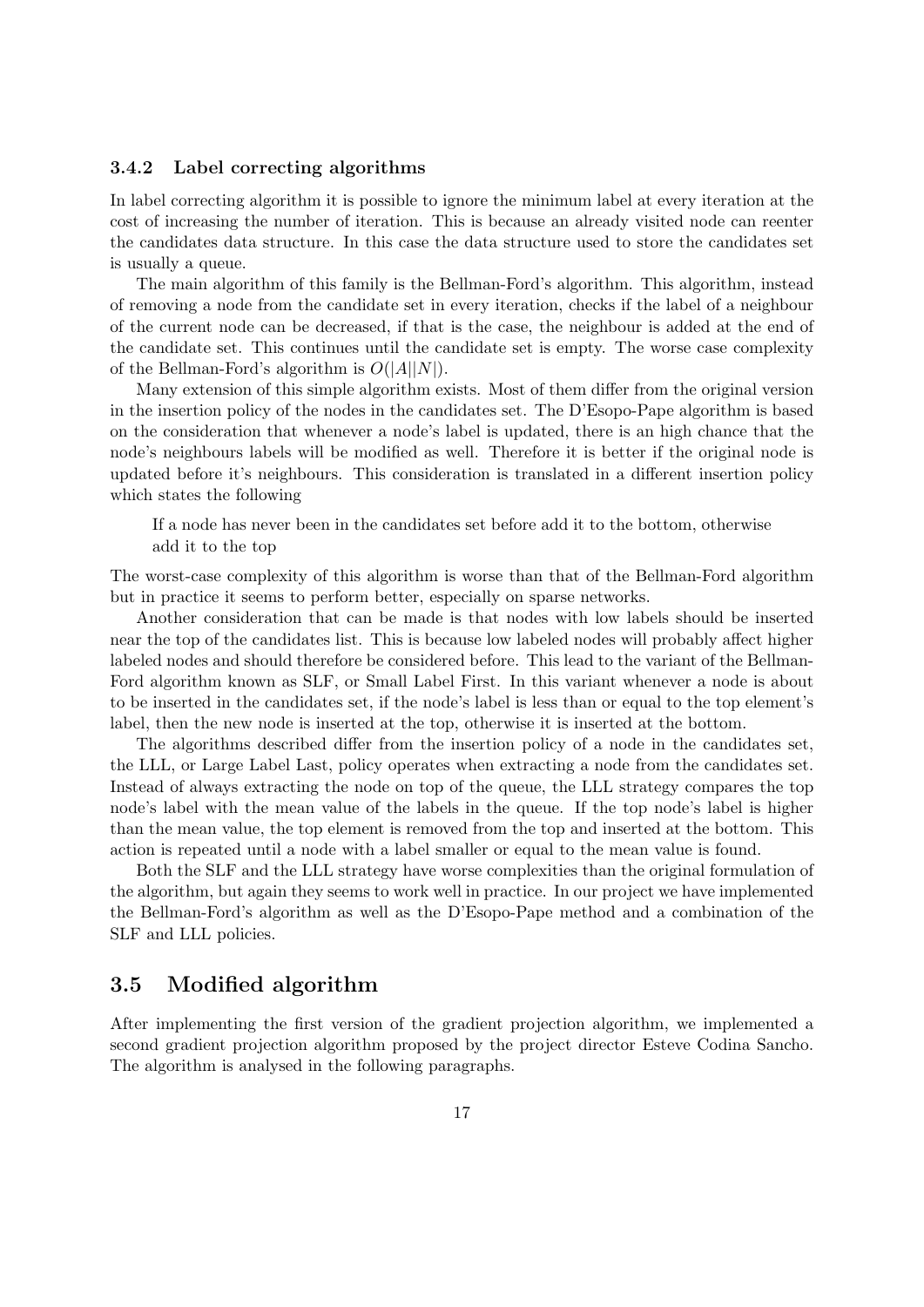### 3.4.2 Label correcting algorithms

In label correcting algorithm it is possible to ignore the minimum label at every iteration at the cost of increasing the number of iteration. This is because an already visited node can reenter the candidates data structure. In this case the data structure used to store the candidates set is usually a queue.

The main algorithm of this family is the Bellman-Ford's algorithm. This algorithm, instead of removing a node from the candidate set in every iteration, checks if the label of a neighbour of the current node can be decreased, if that is the case, the neighbour is added at the end of the candidate set. This continues until the candidate set is empty. The worse case complexity of the Bellman-Ford's algorithm is $O(|A||N|)$.

Many extension of this simple algorithm exists. Most of them differ from the original version in the insertion policy of the nodes in the candidates set. The D'Esopo-Pape algorithm is based on the consideration that whenever a node's label is updated, there is an high chance that the node's neighbours labels will be modified as well. Therefore it is better if the original node is updated before it's neighbours. This consideration is translated in a different insertion policy which states the following

> If a node has never been in the candidates set before add it to the bottom, otherwise add it to the top

The worst-case complexity of this algorithm is worse than that of the Bellman-Ford algorithm but in practice it seems to perform better, especially on sparse networks.

Another consideration that can be made is that nodes with low labels should be inserted near the top of the candidates list. This is because low labeled nodes will probably affect higher labeled nodes and should therefore be considered before. This lead to the variant of the Bellman-Ford algorithm known as SLF, or Small Label First. In this variant whenever a node is about to be inserted in the candidates set, if the node's label is less than or equal to the top element's label, then the new node is inserted at the top, otherwise it is inserted at the bottom.

The algorithms described differ from the insertion policy of a node in the candidates set, the LLL, or Large Label Last, policy operates when extracting a node from the candidates set. Instead of always extracting the node on top of the queue, the LLL strategy compares the top node's label with the mean value of the labels in the queue. If the top node's label is higher than the mean value, the top element is removed from the top and inserted at the bottom. This action is repeated until a node with a label smaller or equal to the mean value is found.

Both the SLF and the LLL strategy have worse complexities than the original formulation of the algorithm, but again they seems to work well in practice. In our project we have implemented the Bellman-Ford's algorithm as well as the D'Esopo-Pape method and a combination of the SLF and LLL policies.

## 3.5 Modified algorithm

After implementing the first version of the gradient projection algorithm, we implemented a second gradient projection algorithm proposed by the project director Esteve Codina Sancho. The algorithm is analysed in the following paragraphs.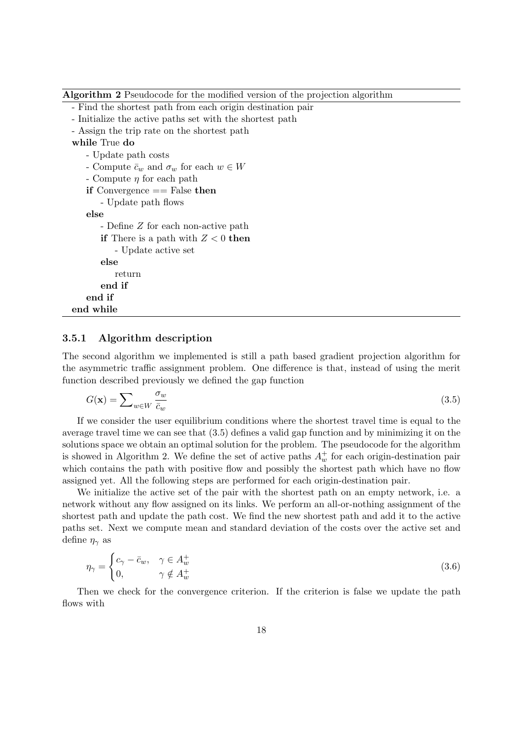**Algorithm 2** Pseudocode for the modified version of the projection algorithm

```
- Find the shortest path from each origin destination pair
- Initialize the active paths set with the shortest path
- Assign the trip rate on the shortest path
while True do
    - Update path costs
    - Compute c̄_w and σ_w for each w ∈ W
    - Compute η for each path
    if Convergence == False then
        - Update path flows
    else
        - Define Z for each non-active path
        if There is a path with Z < 0 then
            - Update active set
        else
            return
        end if
    end if
end while
```

### 3.5.1 Algorithm description

The second algorithm we implemented is still a path based gradient projection algorithm for the asymmetric traffic assignment problem. One difference is that, instead of using the merit function described previously we defined the gap function

$$G(\mathbf{x}) = \sum\nolimits_{w \in W} \frac{\sigma_w}{\bar{c}_w} \tag{3.5}$$

If we consider the user equilibrium conditions where the shortest travel time is equal to the average travel time we can see that (3.5) defines a valid gap function and by minimizing it on the solutions space we obtain an optimal solution for the problem. The pseudocode for the algorithm is showed in Algorithm 2. We define the set of active paths $A_w^+$ for each origin-destination pair which contains the path with positive flow and possibly the shortest path which have no flow assigned yet. All the following steps are performed for each origin-destination pair.

We initialize the active set of the pair with the shortest path on an empty network, i.e. a network without any flow assigned on its links. We perform an all-or-nothing assignment of the shortest path and update the path cost. We find the new shortest path and add it to the active paths set. Next we compute mean and standard deviation of the costs over the active set and define $\eta_\gamma$ as

$$\eta_\gamma = \begin{cases} c_\gamma - \bar{c}_w, & \gamma \in A_w^+ \\ 0, & \gamma \notin A_w^+ \end{cases} \tag{3.6}$$

Then we check for the convergence criterion. If the criterion is false we update the path flows with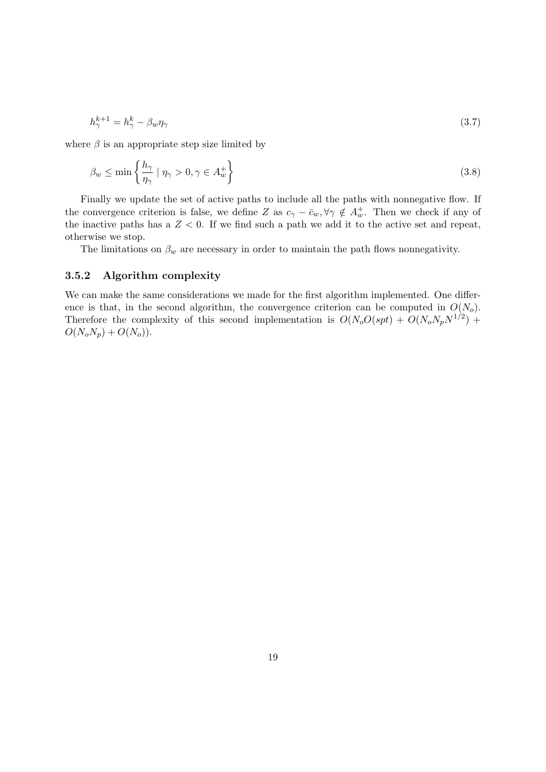$$h_\gamma^{k+1} = h_\gamma^k - \beta_w \eta_\gamma \tag{3.7}$$

where $\beta$ is an appropriate step size limited by

$$\beta_w \leq \min \left\{ \frac{h_\gamma}{\eta_\gamma} \mid \eta_\gamma > 0, \gamma \in A_w^+ \right\} \tag{3.8}$$

Finally we update the set of active paths to include all the paths with nonnegative flow. If the convergence criterion is false, we define $Z$ as $c_\gamma - \bar{c}_w, \forall \gamma \notin A_w^+$. Then we check if any of the inactive paths has a $Z < 0$. If we find such a path we add it to the active set and repeat, otherwise we stop.

The limitations on $\beta_w$ are necessary in order to maintain the path flows nonnegativity.

### 3.5.2 Algorithm complexity

We can make the same considerations we made for the first algorithm implemented. One difference is that, in the second algorithm, the convergence criterion can be computed in $O(N_o)$. Therefore the complexity of this second implementation is $O(N_o O(spt) + O(N_o N_p N^{1/2}) + O(N_o N_p) + O(N_o))$.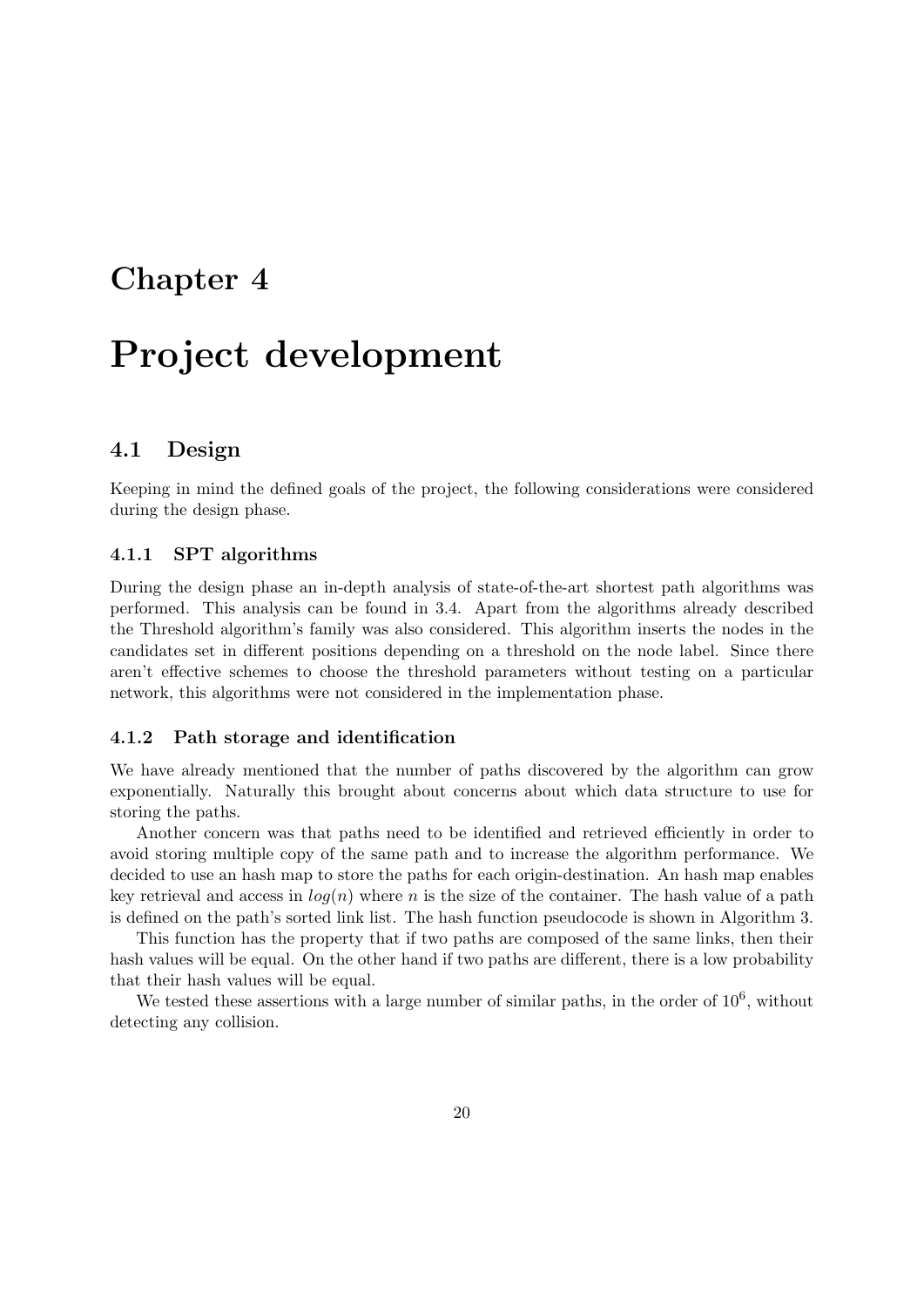// Chapter 4

# Project development

## 4.1 Design

Keeping in mind the defined goals of the project, the following considerations were considered during the design phase.

### 4.1.1 SPT algorithms

During the design phase an in-depth analysis of state-of-the-art shortest path algorithms was performed. This analysis can be found in 3.4. Apart from the algorithms already described the Threshold algorithm's family was also considered. This algorithm inserts the nodes in the candidates set in different positions depending on a threshold on the node label. Since there aren't effective schemes to choose the threshold parameters without testing on a particular network, this algorithms were not considered in the implementation phase.

### 4.1.2 Path storage and identification

We have already mentioned that the number of paths discovered by the algorithm can grow exponentially. Naturally this brought about concerns about which data structure to use for storing the paths.

Another concern was that paths need to be identified and retrieved efficiently in order to avoid storing multiple copy of the same path and to increase the algorithm performance. We decided to use an hash map to store the paths for each origin-destination. An hash map enables key retrieval and access in $log(n)$ where $n$ is the size of the container. The hash value of a path is defined on the path's sorted link list. The hash function pseudocode is shown in Algorithm 3.

This function has the property that if two paths are composed of the same links, then their hash values will be equal. On the other hand if two paths are different, there is a low probability that their hash values will be equal.

We tested these assertions with a large number of similar paths, in the order of $10^6$, without detecting any collision.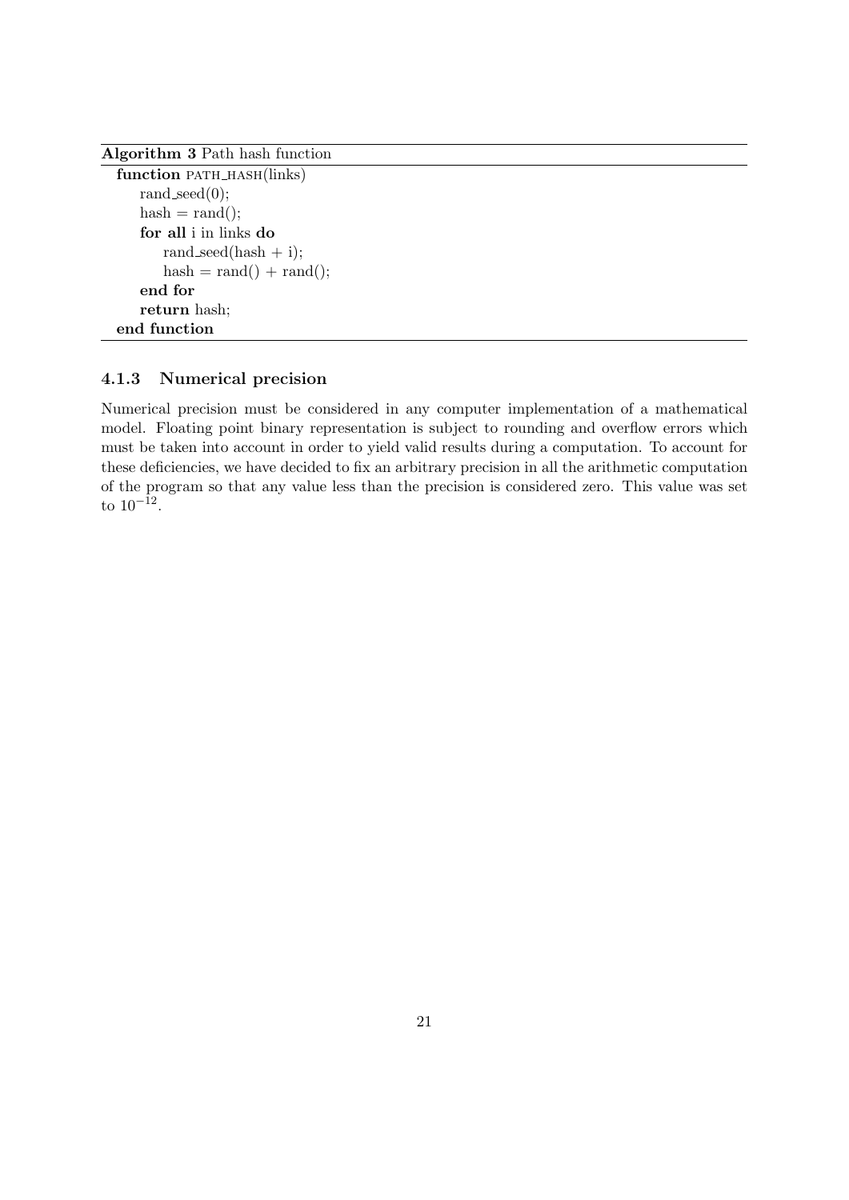**Algorithm 3** Path hash function

```
function PATH_HASH(links)
    rand_seed(0);
    hash = rand();
    for all i in links do
        rand_seed(hash + i);
        hash = rand() + rand();
    end for
    return hash;
end function
```

### 4.1.3 Numerical precision

Numerical precision must be considered in any computer implementation of a mathematical model. Floating point binary representation is subject to rounding and overflow errors which must be taken into account in order to yield valid results during a computation. To account for these deficiencies, we have decided to fix an arbitrary precision in all the arithmetic computation of the program so that any value less than the precision is considered zero. This value was set to $10^{-12}$.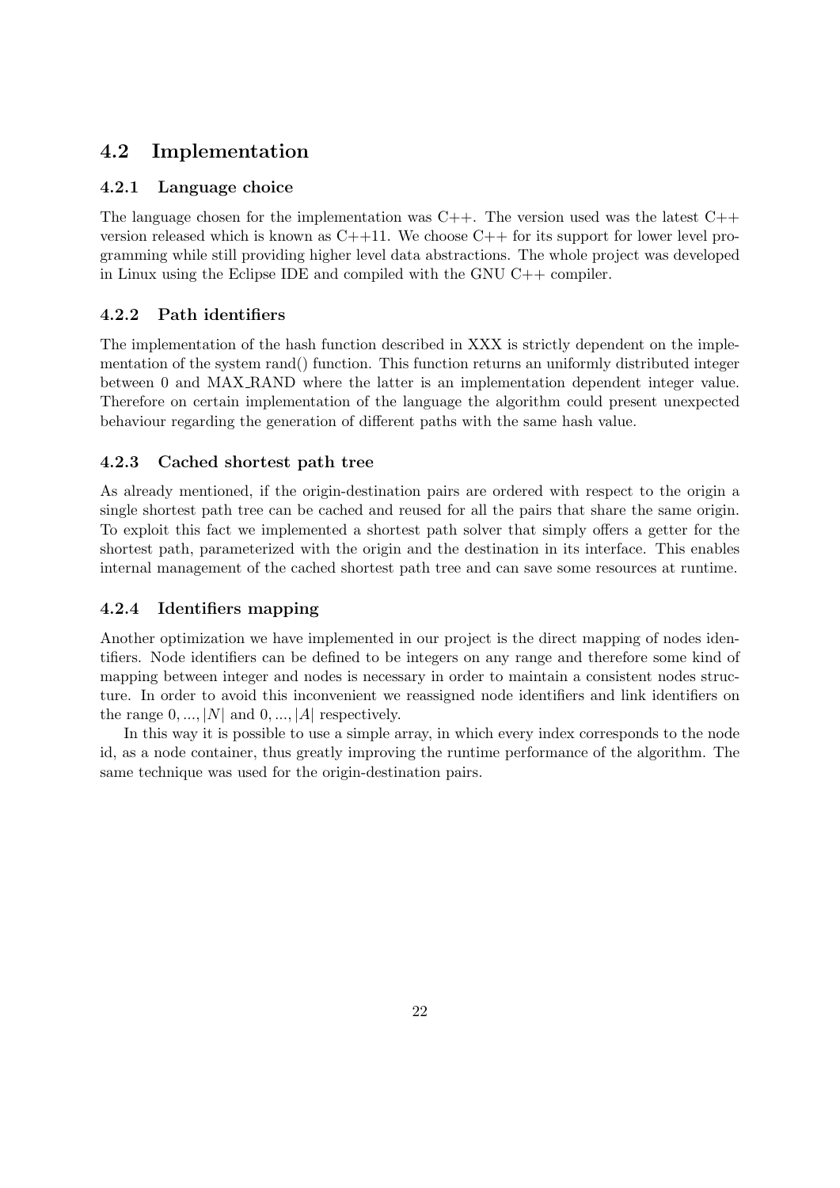## 4.2 Implementation

### 4.2.1 Language choice

The language chosen for the implementation was C++. The version used was the latest C++ version released which is known as C++11. We choose C++ for its support for lower level programming while still providing higher level data abstractions. The whole project was developed in Linux using the Eclipse IDE and compiled with the GNU C++ compiler.

### 4.2.2 Path identifiers

The implementation of the hash function described in XXX is strictly dependent on the implementation of the system rand() function. This function returns an uniformly distributed integer between 0 and MAX_RAND where the latter is an implementation dependent integer value. Therefore on certain implementation of the language the algorithm could present unexpected behaviour regarding the generation of different paths with the same hash value.

### 4.2.3 Cached shortest path tree

As already mentioned, if the origin-destination pairs are ordered with respect to the origin a single shortest path tree can be cached and reused for all the pairs that share the same origin. To exploit this fact we implemented a shortest path solver that simply offers a getter for the shortest path, parameterized with the origin and the destination in its interface. This enables internal management of the cached shortest path tree and can save some resources at runtime.

### 4.2.4 Identifiers mapping

Another optimization we have implemented in our project is the direct mapping of nodes identifiers. Node identifiers can be defined to be integers on any range and therefore some kind of mapping between integer and nodes is necessary in order to maintain a consistent nodes structure. In order to avoid this inconvenient we reassigned node identifiers and link identifiers on the range $0, ..., |N|$ and $0, ..., |A|$ respectively.

In this way it is possible to use a simple array, in which every index corresponds to the node id, as a node container, thus greatly improving the runtime performance of the algorithm. The same technique was used for the origin-destination pairs.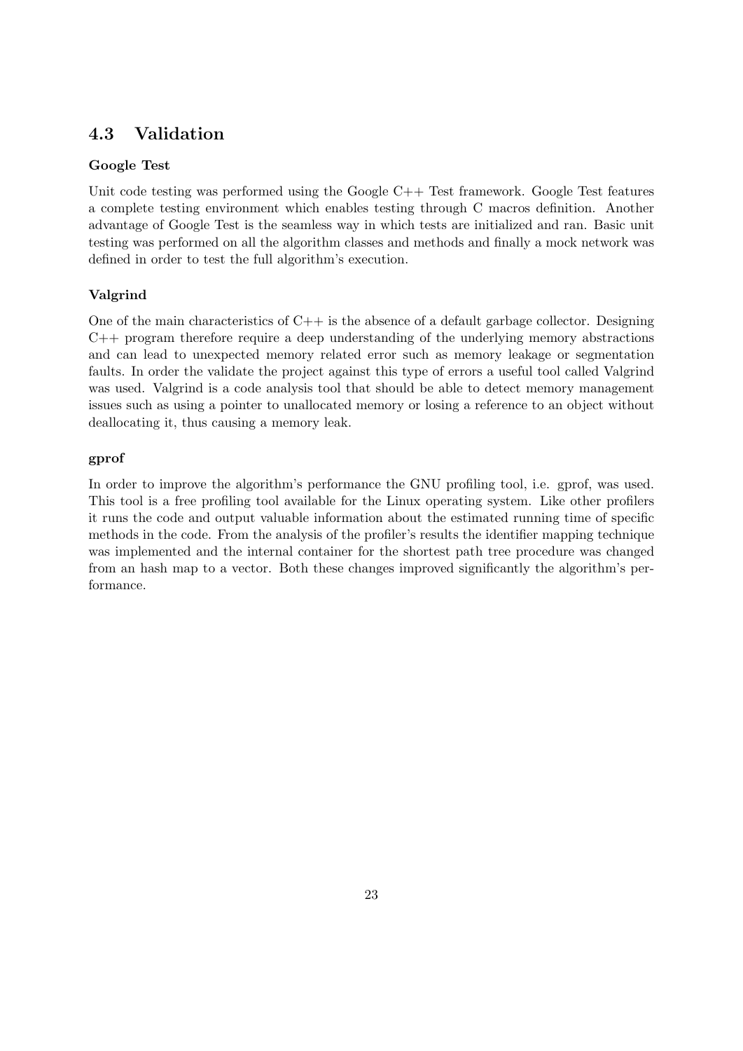## 4.3 Validation

**Google Test**

Unit code testing was performed using the Google C++ Test framework. Google Test features a complete testing environment which enables testing through C macros definition. Another advantage of Google Test is the seamless way in which tests are initialized and ran. Basic unit testing was performed on all the algorithm classes and methods and finally a mock network was defined in order to test the full algorithm's execution.

**Valgrind**

One of the main characteristics of C++ is the absence of a default garbage collector. Designing C++ program therefore require a deep understanding of the underlying memory abstractions and can lead to unexpected memory related error such as memory leakage or segmentation faults. In order the validate the project against this type of errors a useful tool called Valgrind was used. Valgrind is a code analysis tool that should be able to detect memory management issues such as using a pointer to unallocated memory or losing a reference to an object without deallocating it, thus causing a memory leak.

**gprof**

In order to improve the algorithm's performance the GNU profiling tool, i.e. gprof, was used. This tool is a free profiling tool available for the Linux operating system. Like other profilers it runs the code and output valuable information about the estimated running time of specific methods in the code. From the analysis of the profiler's results the identifier mapping technique was implemented and the internal container for the shortest path tree procedure was changed from an hash map to a vector. Both these changes improved significantly the algorithm's performance.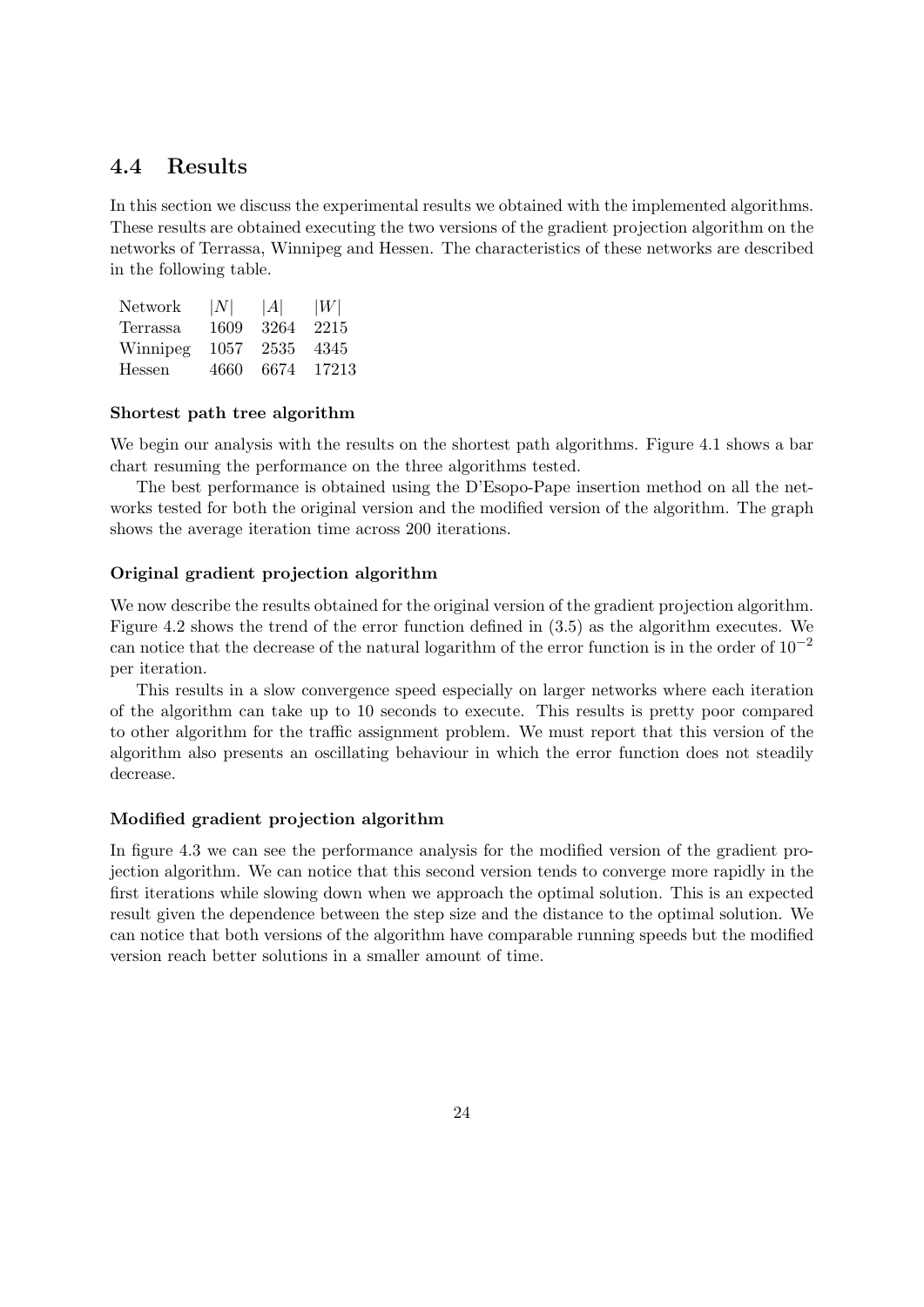## 4.4 Results

In this section we discuss the experimental results we obtained with the implemented algorithms. These results are obtained executing the two versions of the gradient projection algorithm on the networks of Terrassa, Winnipeg and Hessen. The characteristics of these networks are described in the following table.

| Network | $\|N\|$ | $\|A\|$ | $\|W\|$ |
|---|---|---|---|
| Terrassa | 1609 | 3264 | 2215 |
| Winnipeg | 1057 | 2535 | 4345 |
| Hessen | 4660 | 6674 | 17213 |

#### Shortest path tree algorithm

We begin our analysis with the results on the shortest path algorithms. Figure 4.1 shows a bar chart resuming the performance on the three algorithms tested.

The best performance is obtained using the D'Esopo-Pape insertion method on all the networks tested for both the original version and the modified version of the algorithm. The graph shows the average iteration time across 200 iterations.

#### Original gradient projection algorithm

We now describe the results obtained for the original version of the gradient projection algorithm. Figure 4.2 shows the trend of the error function defined in (3.5) as the algorithm executes. We can notice that the decrease of the natural logarithm of the error function is in the order of $10^{-2}$ per iteration.

This results in a slow convergence speed especially on larger networks where each iteration of the algorithm can take up to 10 seconds to execute. This results is pretty poor compared to other algorithm for the traffic assignment problem. We must report that this version of the algorithm also presents an oscillating behaviour in which the error function does not steadily decrease.

#### Modified gradient projection algorithm

In figure 4.3 we can see the performance analysis for the modified version of the gradient projection algorithm. We can notice that this second version tends to converge more rapidly in the first iterations while slowing down when we approach the optimal solution. This is an expected result given the dependence between the step size and the distance to the optimal solution. We can notice that both versions of the algorithm have comparable running speeds but the modified version reach better solutions in a smaller amount of time.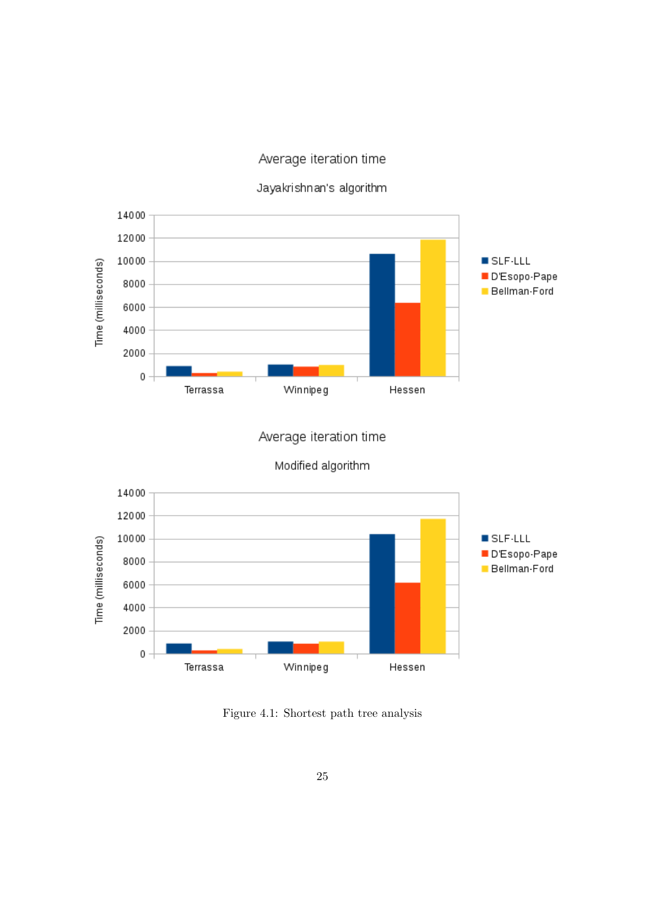Figure 4.1: Shortest path tree analysis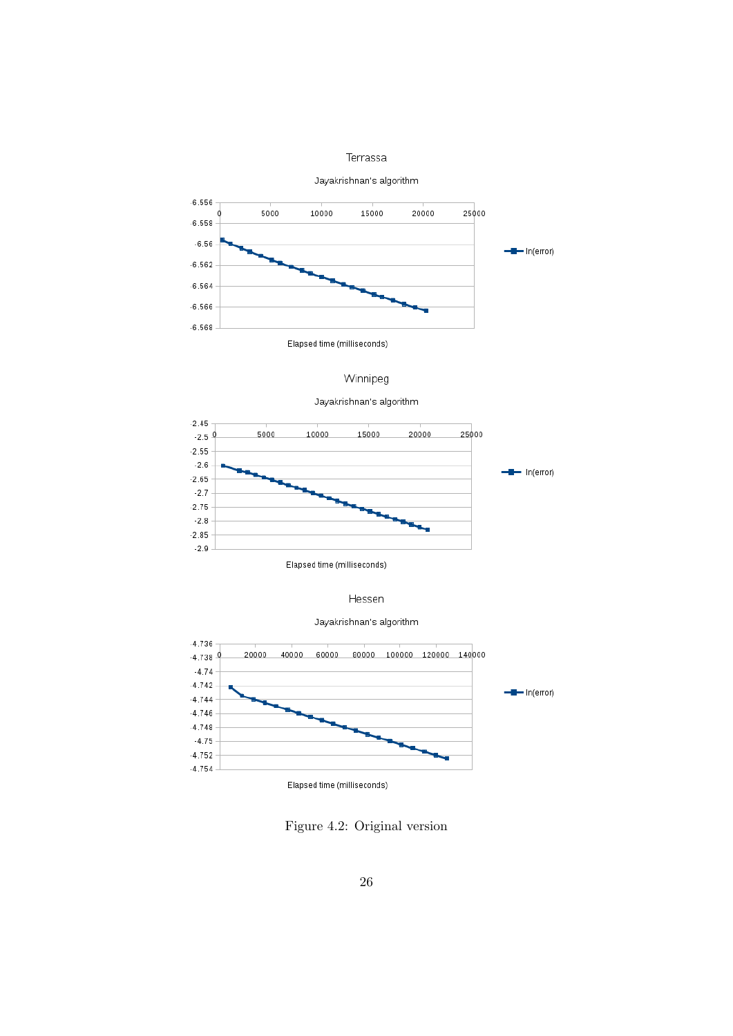Terrassa

Jayakrishnan's algorithm

Elapsed time (milliseconds)

Winnipeg

Jayakrishnan's algorithm

Elapsed time (milliseconds)

Hessen

Jayakrishnan's algorithm

Elapsed time (milliseconds)

Figure 4.2: Original version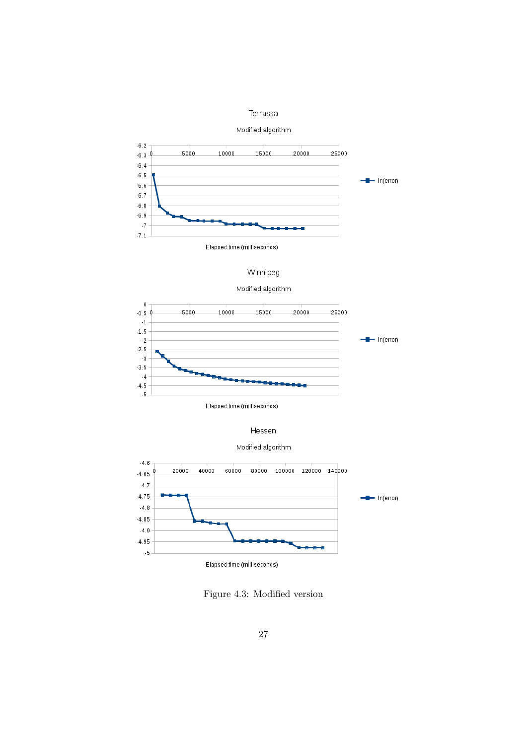Terrasa

Modified algorithm

Elapsed time (milliseconds)

Winnipeg

Modified algorithm

Elapsed time (milliseconds)

Hessen

Modified algorithm

Elapsed time (milliseconds)

Figure 4.3: Modified version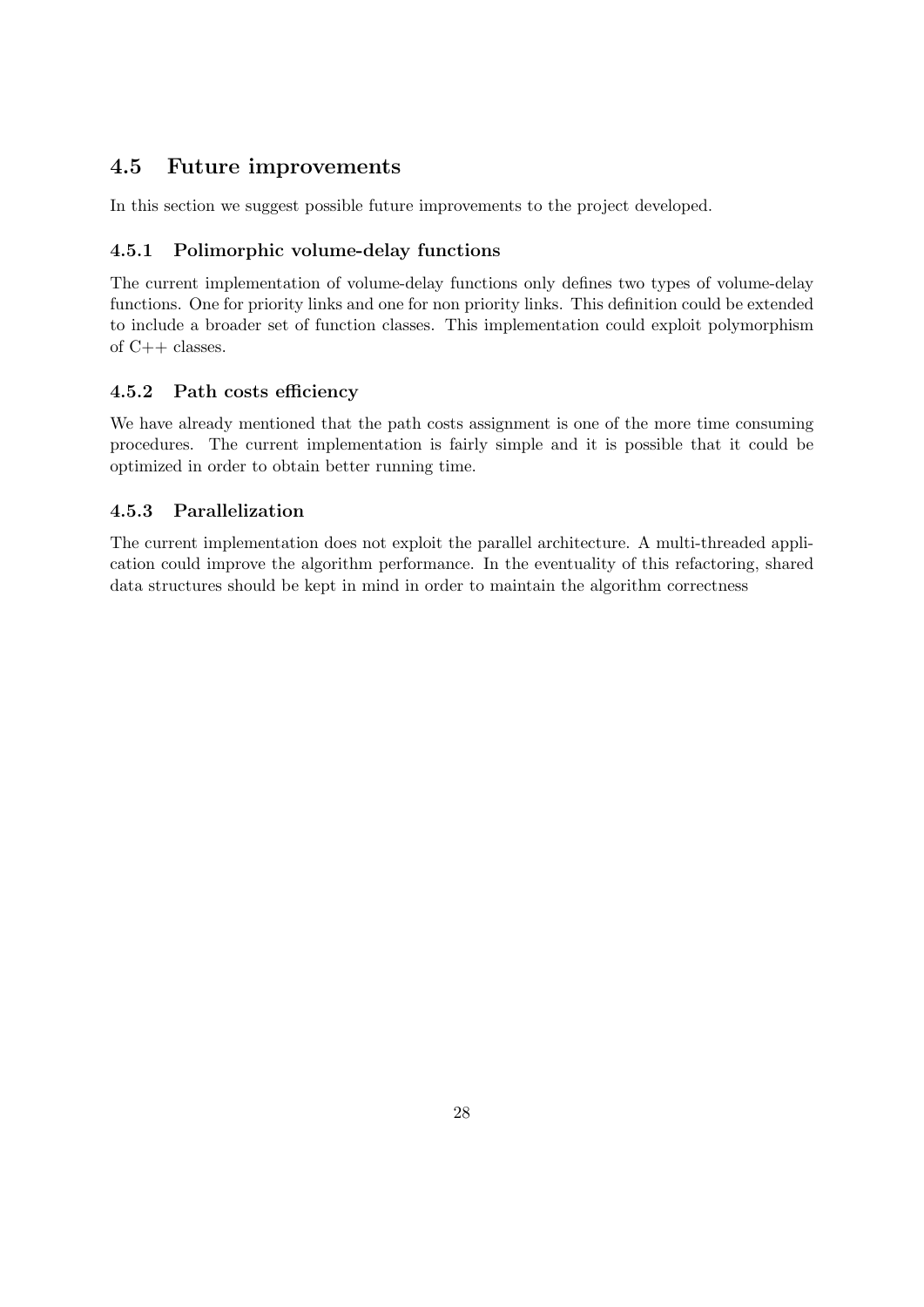## 4.5 Future improvements

In this section we suggest possible future improvements to the project developed.

### 4.5.1 Polimorphic volume-delay functions

The current implementation of volume-delay functions only defines two types of volume-delay functions. One for priority links and one for non priority links. This definition could be extended to include a broader set of function classes. This implementation could exploit polymorphism of C++ classes.

### 4.5.2 Path costs efficiency

We have already mentioned that the path costs assignment is one of the more time consuming procedures. The current implementation is fairly simple and it is possible that it could be optimized in order to obtain better running time.

### 4.5.3 Parallelization

The current implementation does not exploit the parallel architecture. A multi-threaded application could improve the algorithm performance. In the eventuality of this refactoring, shared data structures should be kept in mind in order to maintain the algorithm correctness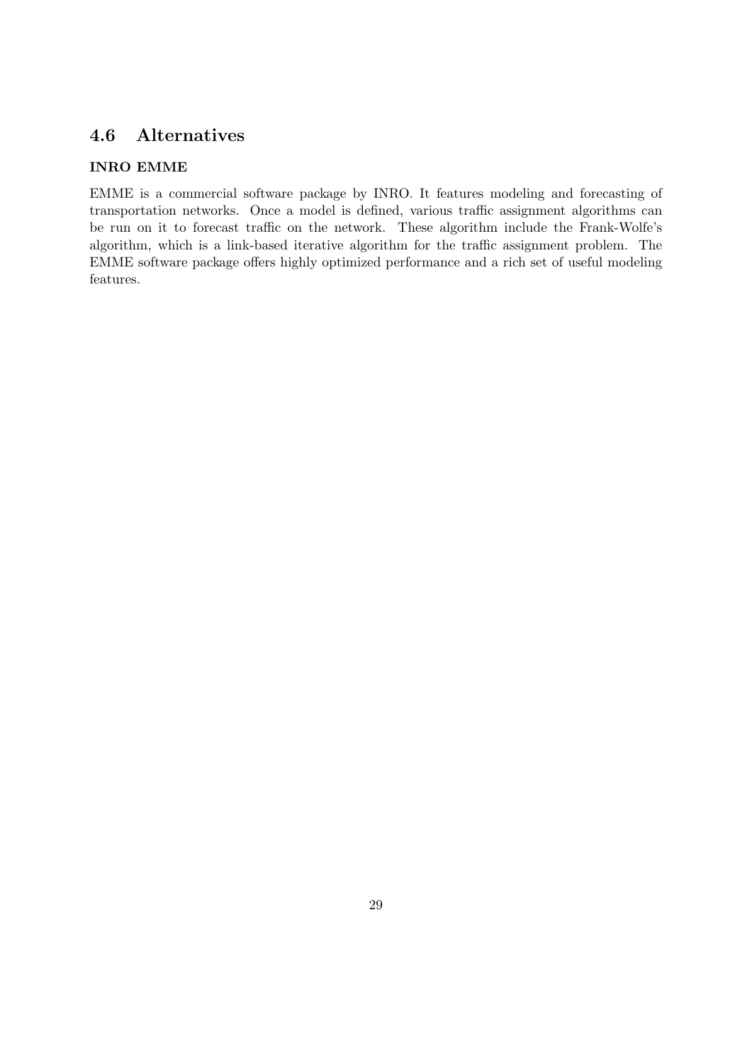## 4.6 Alternatives

### INRO EMME

EMME is a commercial software package by INRO. It features modeling and forecasting of transportation networks. Once a model is defined, various traffic assignment algorithms can be run on it to forecast traffic on the network. These algorithm include the Frank-Wolfe's algorithm, which is a link-based iterative algorithm for the traffic assignment problem. The EMME software package offers highly optimized performance and a rich set of useful modeling features.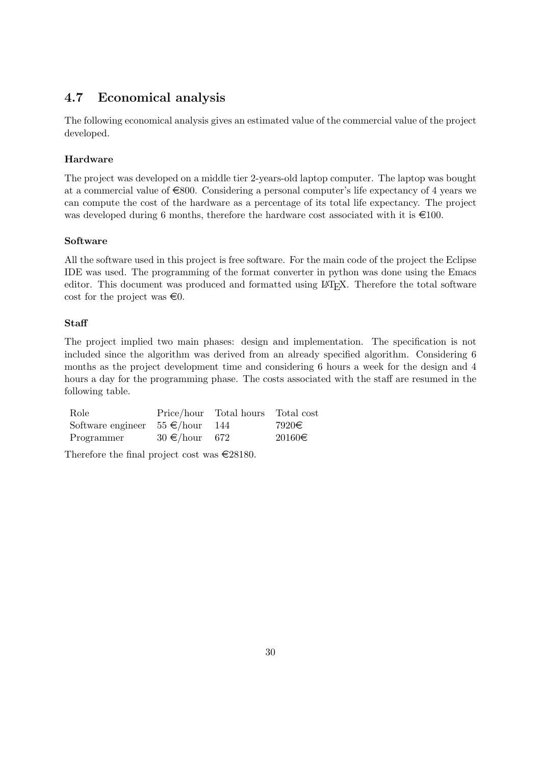## 4.7 Economical analysis

The following economical analysis gives an estimated value of the commercial value of the project developed.

#### Hardware

The project was developed on a middle tier 2-years-old laptop computer. The laptop was bought at a commercial value of €800. Considering a personal computer's life expectancy of 4 years we can compute the cost of the hardware as a percentage of its total life expectancy. The project was developed during 6 months, therefore the hardware cost associated with it is €100.

#### Software

All the software used in this project is free software. For the main code of the project the Eclipse IDE was used. The programming of the format converter in python was done using the Emacs editor. This document was produced and formatted using LaTeX. Therefore the total software cost for the project was €0.

#### Staff

The project implied two main phases: design and implementation. The specification is not included since the algorithm was derived from an already specified algorithm. Considering 6 months as the project development time and considering 6 hours a week for the design and 4 hours a day for the programming phase. The costs associated with the staff are resumed in the following table.

| Role | Price/hour | Total hours | Total cost |
|---|---|---|---|
| Software engineer | 55 €/hour | 144 | 7920€ |
| Programmer | 30 €/hour | 672 | 20160€ |

Therefore the final project cost was €28180.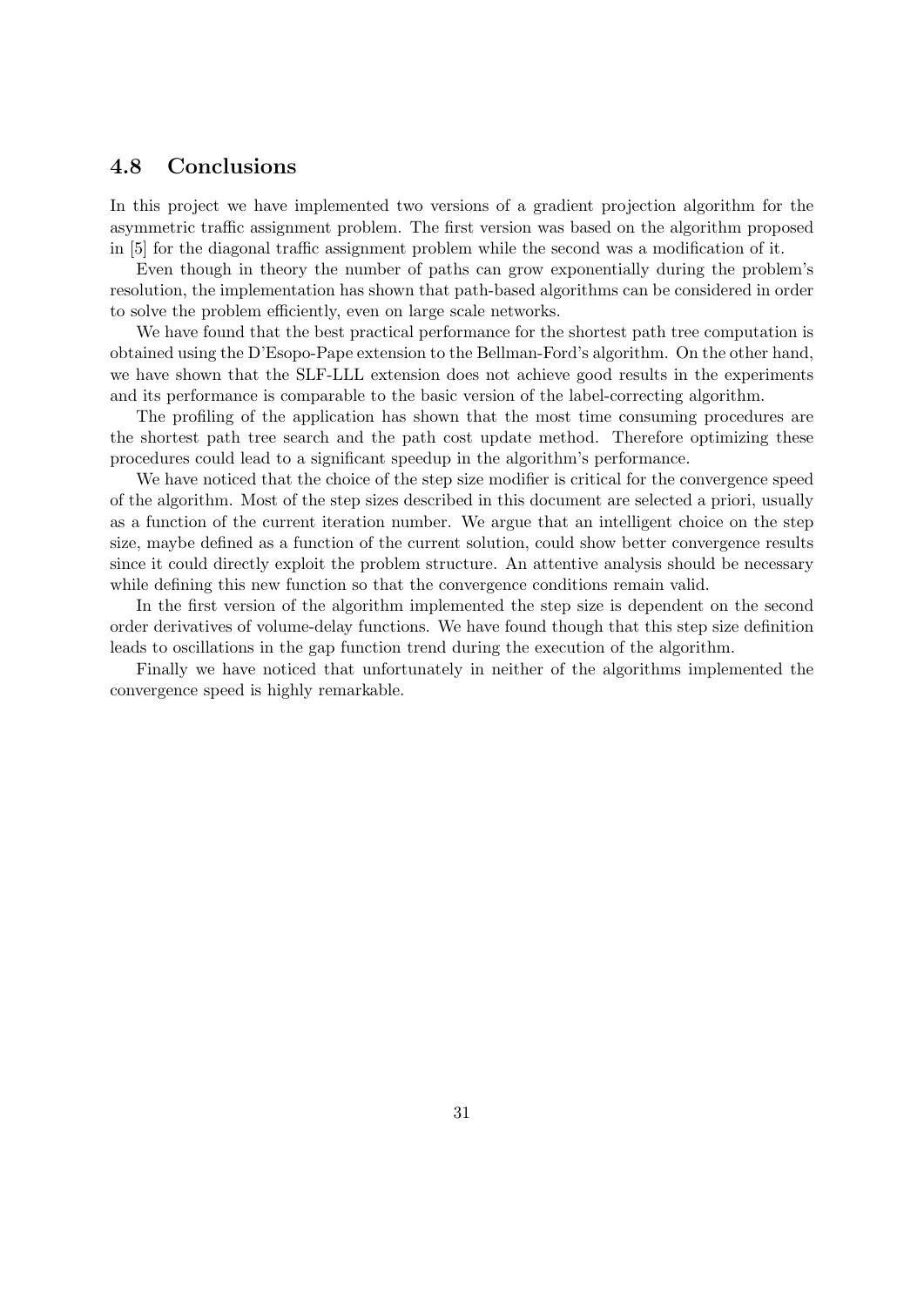## 4.8 Conclusions

In this project we have implemented two versions of a gradient projection algorithm for the asymmetric traffic assignment problem. The first version was based on the algorithm proposed in [5] for the diagonal traffic assignment problem while the second was a modification of it.

Even though in theory the number of paths can grow exponentially during the problem's resolution, the implementation has shown that path-based algorithms can be considered in order to solve the problem efficiently, even on large scale networks.

We have found that the best practical performance for the shortest path tree computation is obtained using the D'Esopo-Pape extension to the Bellman-Ford's algorithm. On the other hand, we have shown that the SLF-LLL extension does not achieve good results in the experiments and its performance is comparable to the basic version of the label-correcting algorithm.

The profiling of the application has shown that the most time consuming procedures are the shortest path tree search and the path cost update method. Therefore optimizing these procedures could lead to a significant speedup in the algorithm's performance.

We have noticed that the choice of the step size modifier is critical for the convergence speed of the algorithm. Most of the step sizes described in this document are selected a priori, usually as a function of the current iteration number. We argue that an intelligent choice on the step size, maybe defined as a function of the current solution, could show better convergence results since it could directly exploit the problem structure. An attentive analysis should be necessary while defining this new function so that the convergence conditions remain valid.

In the first version of the algorithm implemented the step size is dependent on the second order derivatives of volume-delay functions. We have found though that this step size definition leads to oscillations in the gap function trend during the execution of the algorithm.

Finally we have noticed that unfortunately in neither of the algorithms implemented the convergence speed is highly remarkable.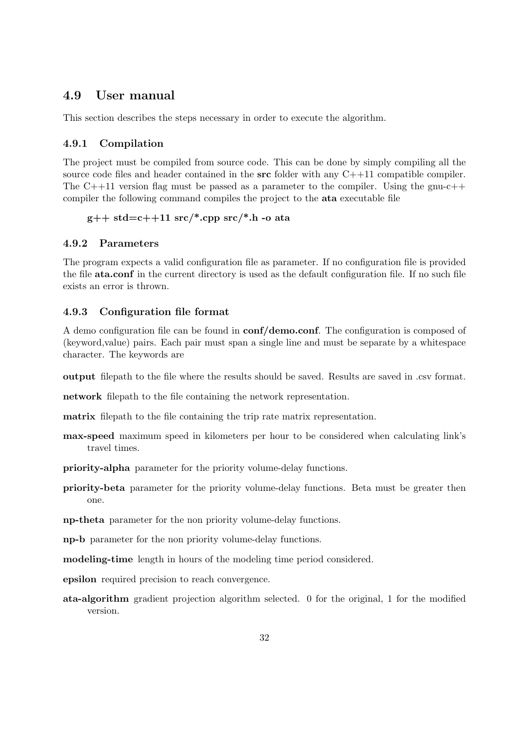## 4.9 User manual

This section describes the steps necessary in order to execute the algorithm.

### 4.9.1 Compilation

The project must be compiled from source code. This can be done by simply compiling all the source code files and header contained in the **src** folder with any C++11 compatible compiler. The C++11 version flag must be passed as a parameter to the compiler. Using the gnu-c++ compiler the following command compiles the project to the **ata** executable file

```
g++ std=c++11 src/*.cpp src/*.h -o ata
```

### 4.9.2 Parameters

The program expects a valid configuration file as parameter. If no configuration file is provided the file **ata.conf** in the current directory is used as the default configuration file. If no such file exists an error is thrown.

### 4.9.3 Configuration file format

A demo configuration file can be found in **conf/demo.conf**. The configuration is composed of (keyword,value) pairs. Each pair must span a single line and must be separate by a whitespace character. The keywords are

**output** filepath to the file where the results should be saved. Results are saved in .csv format.

**network** filepath to the file containing the network representation.

**matrix** filepath to the file containing the trip rate matrix representation.

**max-speed** maximum speed in kilometers per hour to be considered when calculating link's travel times.

**priority-alpha** parameter for the priority volume-delay functions.

**priority-beta** parameter for the priority volume-delay functions. Beta must be greater then one.

**np-theta** parameter for the non priority volume-delay functions.

**np-b** parameter for the non priority volume-delay functions.

**modeling-time** length in hours of the modeling time period considered.

**epsilon** required precision to reach convergence.

**ata-algorithm** gradient projection algorithm selected. 0 for the original, 1 for the modified version.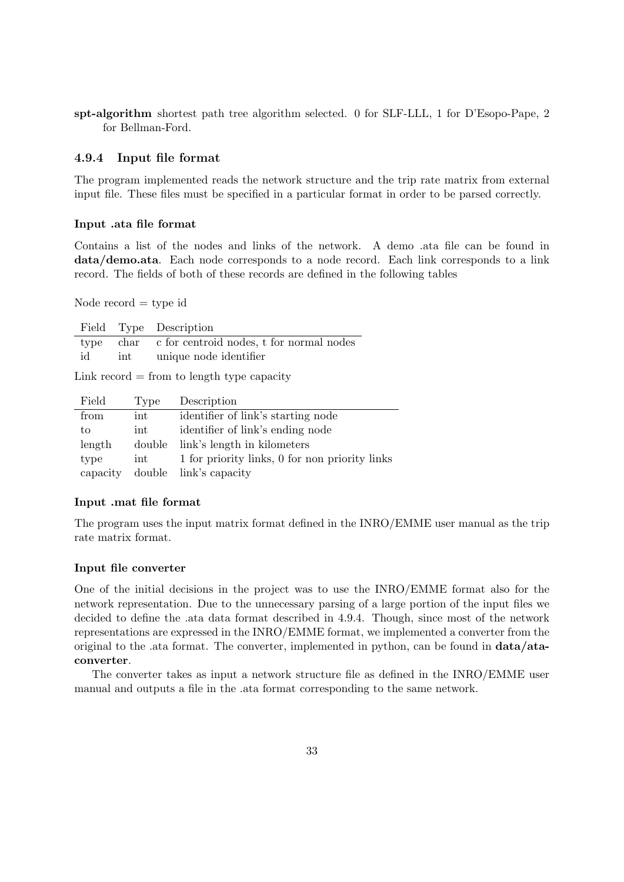**spt-algorithm** shortest path tree algorithm selected. 0 for SLF-LLL, 1 for D'Esopo-Pape, 2 for Bellman-Ford.

### 4.9.4 Input file format

The program implemented reads the network structure and the trip rate matrix from external input file. These files must be specified in a particular format in order to be parsed correctly.

#### Input .ata file format

Contains a list of the nodes and links of the network. A demo .ata file can be found in **data/demo.ata**. Each node corresponds to a node record. Each link corresponds to a link record. The fields of both of these records are defined in the following tables

Node record = type id

| Field | Type | Description |
|---|---|---|
| type | char | c for centroid nodes, t for normal nodes |
| id | int | unique node identifier |

Link record = from to length type capacity

| Field | Type | Description |
|---|---|---|
| from | int | identifier of link's starting node |
| to | int | identifier of link's ending node |
| length | double | link's length in kilometers |
| type | int | 1 for priority links, 0 for non priority links |
| capacity | double | link's capacity |

#### Input .mat file format

The program uses the input matrix format defined in the INRO/EMME user manual as the trip rate matrix format.

#### Input file converter

One of the initial decisions in the project was to use the INRO/EMME format also for the network representation. Due to the unnecessary parsing of a large portion of the input files we decided to define the .ata data format described in 4.9.4. Though, since most of the network representations are expressed in the INRO/EMME format, we implemented a converter from the original to the .ata format. The converter, implemented in python, can be found in **data/ata-converter**.

The converter takes as input a network structure file as defined in the INRO/EMME user manual and outputs a file in the .ata format corresponding to the same network.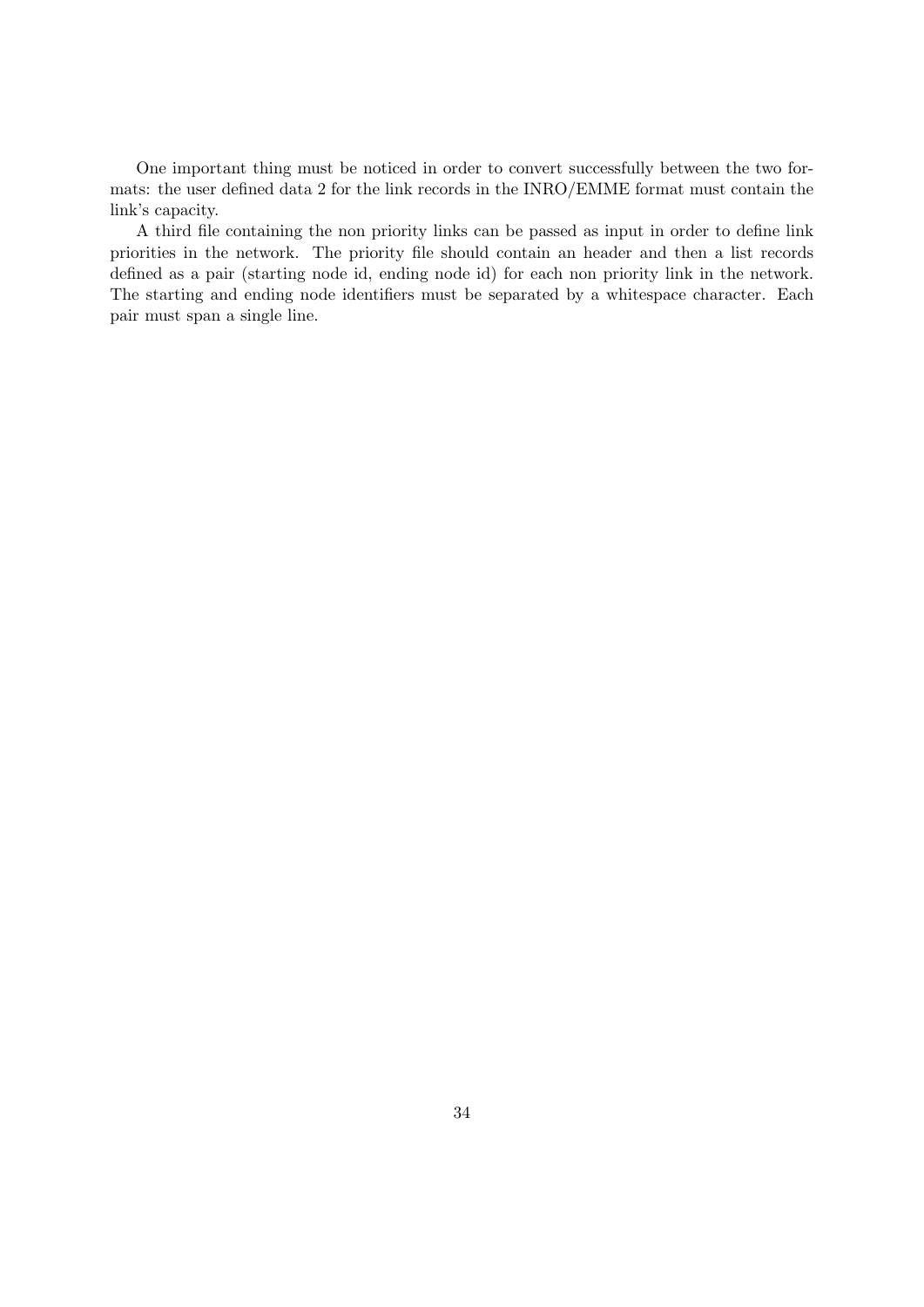One important thing must be noticed in order to convert successfully between the two formats: the user defined data 2 for the link records in the INRO/EMME format must contain the link's capacity.

A third file containing the non priority links can be passed as input in order to define link priorities in the network. The priority file should contain an header and then a list records defined as a pair (starting node id, ending node id) for each non priority link in the network. The starting and ending node identifiers must be separated by a whitespace character. Each pair must span a single line.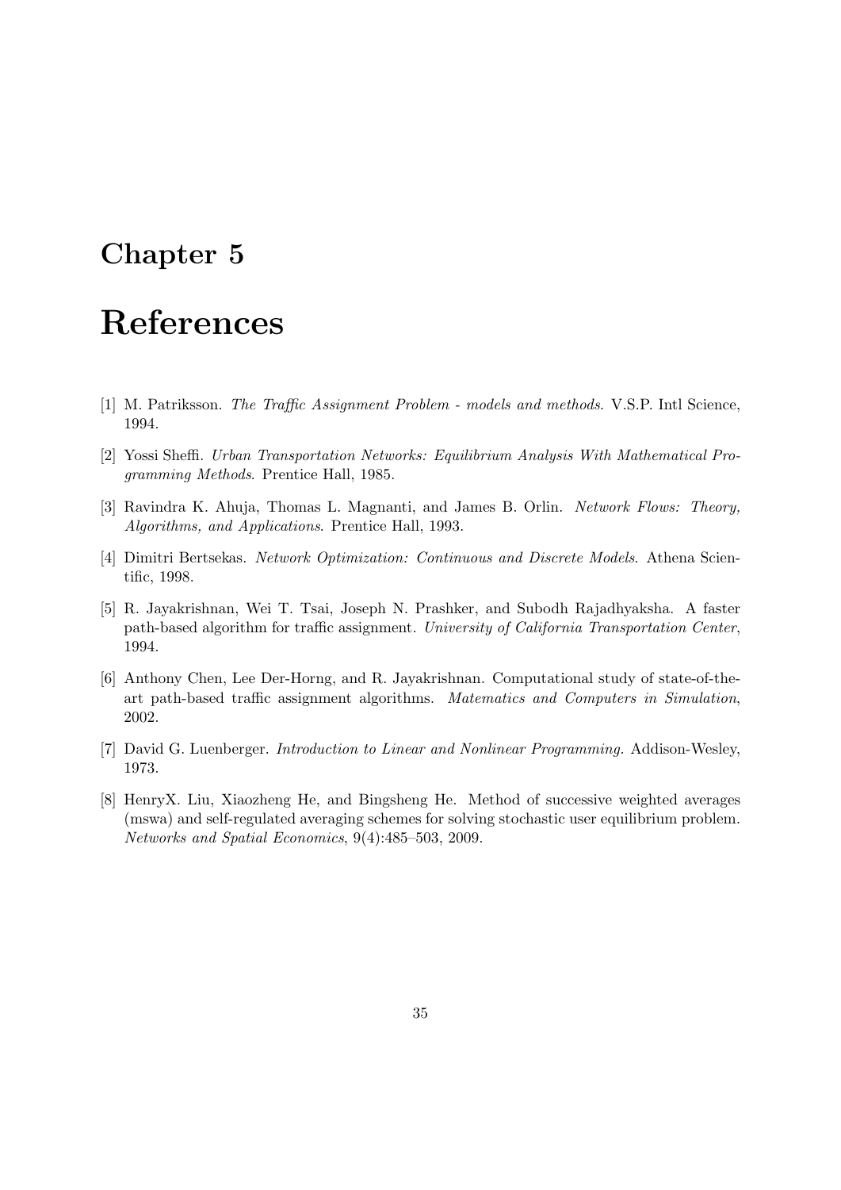# Chapter 5

# References

[1] M. Patriksson. *The Traffic Assignment Problem - models and methods*. V.S.P. Intl Science, 1994.

[2] Yossi Sheffi. *Urban Transportation Networks: Equilibrium Analysis With Mathematical Programming Methods*. Prentice Hall, 1985.

[3] Ravindra K. Ahuja, Thomas L. Magnanti, and James B. Orlin. *Network Flows: Theory, Algorithms, and Applications*. Prentice Hall, 1993.

[4] Dimitri Bertsekas. *Network Optimization: Continuous and Discrete Models*. Athena Scientific, 1998.

[5] R. Jayakrishnan, Wei T. Tsai, Joseph N. Prashker, and Subodh Rajadhyaksha. A faster path-based algorithm for traffic assignment. *University of California Transportation Center*, 1994.

[6] Anthony Chen, Lee Der-Horng, and R. Jayakrishnan. Computational study of state-of-the-art path-based traffic assignment algorithms. *Matematics and Computers in Simulation*, 2002.

[7] David G. Luenberger. *Introduction to Linear and Nonlinear Programming*. Addison-Wesley, 1973.

[8] HenryX. Liu, Xiaozheng He, and Bingsheng He. Method of successive weighted averages (mswa) and self-regulated averaging schemes for solving stochastic user equilibrium problem. *Networks and Spatial Economics*, 9(4):485–503, 2009.